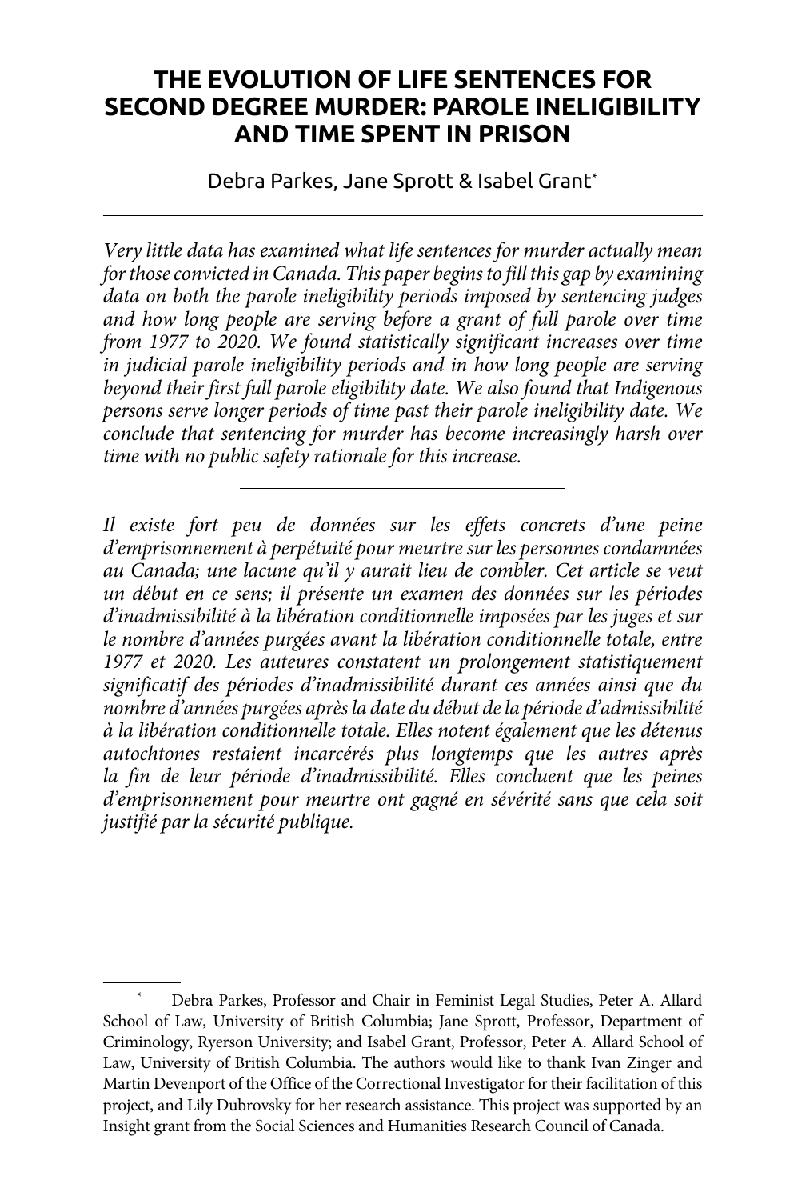# THE EVOLUTION OF LIFE SENTENCES FOR SECOND DEGREE MURDER: PAROLE INELIGIBILITY AND TIME SPENT IN PRISON

Debra Parkes, Jane Sprott & Isabel Grant*

---

*Very little data has examined what life sentences for murder actually mean for those convicted in Canada. This paper begins to fill this gap by examining data on both the parole ineligibility periods imposed by sentencing judges and how long people are serving before a grant of full parole over time from 1977 to 2020. We found statistically significant increases over time in judicial parole ineligibility periods and in how long people are serving beyond their first full parole eligibility date. We also found that Indigenous persons serve longer periods of time past their parole ineligibility date. We conclude that sentencing for murder has become increasingly harsh over time with no public safety rationale for this increase.*

---

*Il existe fort peu de données sur les effets concrets d'une peine d'emprisonnement à perpétuité pour meurtre sur les personnes condamnées au Canada; une lacune qu'il y aurait lieu de combler. Cet article se veut un début en ce sens; il présente un examen des données sur les périodes d'inadmissibilité à la libération conditionnelle imposées par les juges et sur le nombre d'années purgées avant la libération conditionnelle totale, entre 1977 et 2020. Les auteures constatent un prolongement statistiquement significatif des périodes d'inadmissibilité durant ces années ainsi que du nombre d'années purgées après la date du début de la période d'admissibilité à la libération conditionnelle totale. Elles notent également que les détenus autochtones restaient incarcérés plus longtemps que les autres après la fin de leur période d'inadmissibilité. Elles concluent que les peines d'emprisonnement pour meurtre ont gagné en sévérité sans que cela soit justifié par la sécurité publique.*

---

\* Debra Parkes, Professor and Chair in Feminist Legal Studies, Peter A. Allard School of Law, University of British Columbia; Jane Sprott, Professor, Department of Criminology, Ryerson University; and Isabel Grant, Professor, Peter A. Allard School of Law, University of British Columbia. The authors would like to thank Ivan Zinger and Martin Devenport of the Office of the Correctional Investigator for their facilitation of this project, and Lily Dubrovsky for her research assistance. This project was supported by an Insight grant from the Social Sciences and Humanities Research Council of Canada.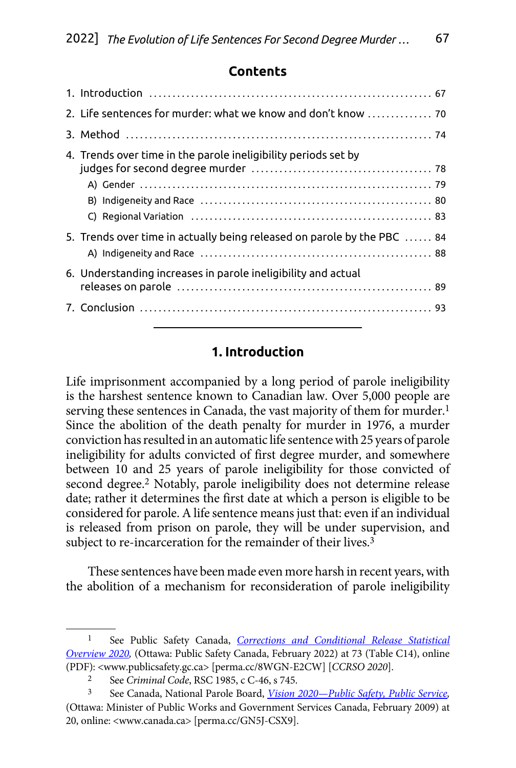## Contents

1. Introduction ............................................................. 67
2. Life sentences for murder: what we know and don't know .............. 70
3. Method .................................................................. 74
4. Trends over time in the parole ineligibility periods set by judges for second degree murder ........................................ 78
   - A) Gender ............................................................. 79
   - B) Indigeneity and Race ............................................... 80
   - C) Regional Variation ................................................. 83
5. Trends over time in actually being released on parole by the PBC ...... 84
   - A) Indigeneity and Race ............................................... 88
6. Understanding increases in parole ineligibility and actual releases on parole ......................................................... 89
7. Conclusion .............................................................. 93

---

## 1. Introduction

Life imprisonment accompanied by a long period of parole ineligibility is the harshest sentence known to Canadian law. Over 5,000 people are serving these sentences in Canada, the vast majority of them for murder.[1] Since the abolition of the death penalty for murder in 1976, a murder conviction has resulted in an automatic life sentence with 25 years of parole ineligibility for adults convicted of first degree murder, and somewhere between 10 and 25 years of parole ineligibility for those convicted of second degree.[2] Notably, parole ineligibility does not determine release date; rather it determines the first date at which a person is eligible to be considered for parole. A life sentence means just that: even if an individual is released from prison on parole, they will be under supervision, and subject to re-incarceration for the remainder of their lives.[3]

These sentences have been made even more harsh in recent years, with the abolition of a mechanism for reconsideration of parole ineligibility

---

[1] See Public Safety Canada, *Corrections and Conditional Release Statistical Overview 2020,* (Ottawa: Public Safety Canada, February 2022) at 73 (Table C14), online (PDF): <www.publicsafety.gc.ca> [perma.cc/8WGN-E2CW] [*CCRSO 2020*].

[2] See *Criminal Code*, RSC 1985, c C-46, s 745.

[3] See Canada, National Parole Board, *Vision 2020—Public Safety, Public Service,* (Ottawa: Minister of Public Works and Government Services Canada, February 2009) at 20, online: <www.canada.ca> [perma.cc/GN5J-CSX9].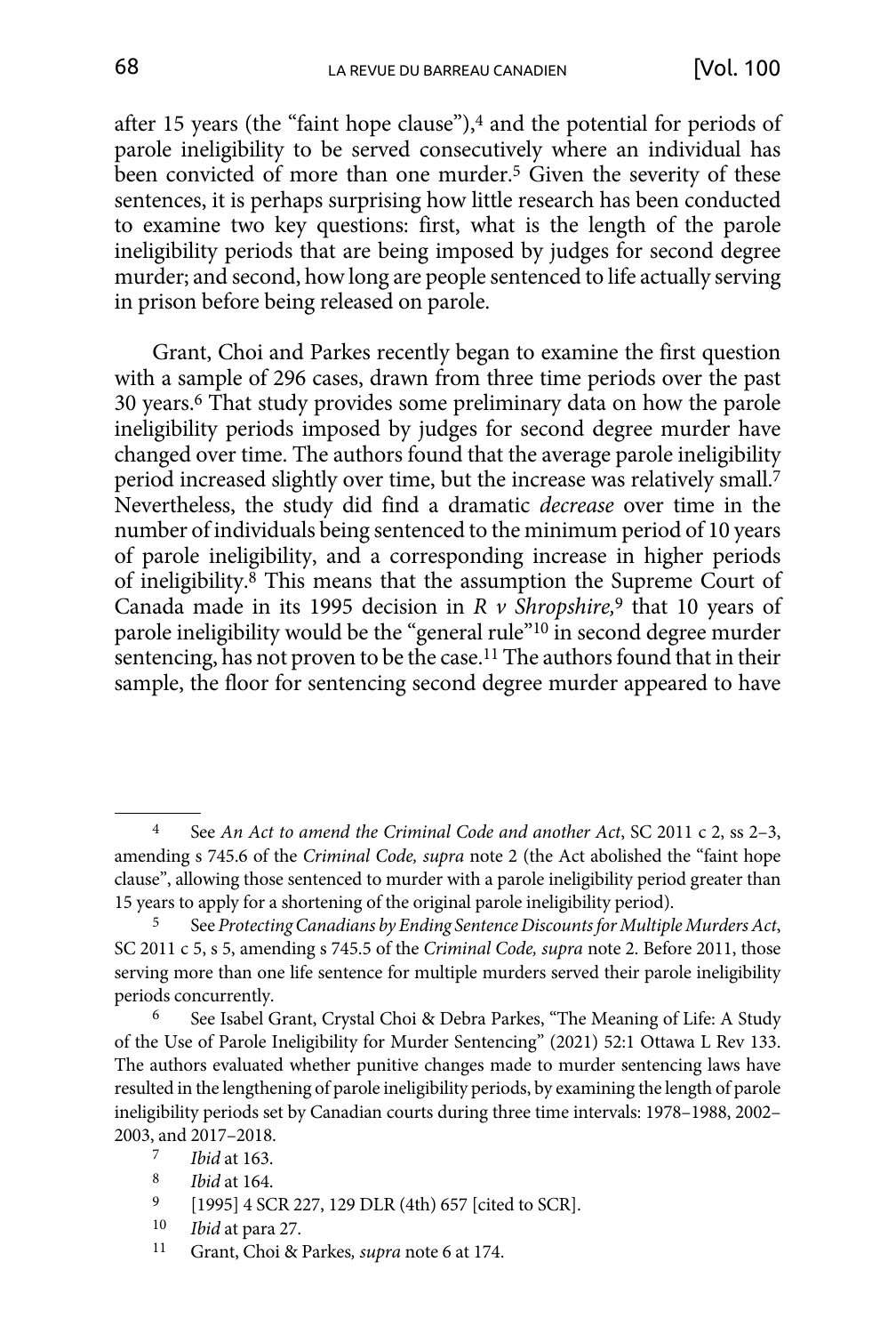after 15 years (the "faint hope clause"),[4] and the potential for periods of parole ineligibility to be served consecutively where an individual has been convicted of more than one murder.[5] Given the severity of these sentences, it is perhaps surprising how little research has been conducted to examine two key questions: first, what is the length of the parole ineligibility periods that are being imposed by judges for second degree murder; and second, how long are people sentenced to life actually serving in prison before being released on parole.

Grant, Choi and Parkes recently began to examine the first question with a sample of 296 cases, drawn from three time periods over the past 30 years.[6] That study provides some preliminary data on how the parole ineligibility periods imposed by judges for second degree murder have changed over time. The authors found that the average parole ineligibility period increased slightly over time, but the increase was relatively small.[7] Nevertheless, the study did find a dramatic *decrease* over time in the number of individuals being sentenced to the minimum period of 10 years of parole ineligibility, and a corresponding increase in higher periods of ineligibility.[8] This means that the assumption the Supreme Court of Canada made in its 1995 decision in *R v Shropshire*,[9] that 10 years of parole ineligibility would be the "general rule"[10] in second degree murder sentencing, has not proven to be the case.[11] The authors found that in their sample, the floor for sentencing second degree murder appeared to have

---

[4] See *An Act to amend the Criminal Code and another Act*, SC 2011 c 2, ss 2–3, amending s 745.6 of the *Criminal Code, supra* note 2 (the Act abolished the "faint hope clause", allowing those sentenced to murder with a parole ineligibility period greater than 15 years to apply for a shortening of the original parole ineligibility period).

[5] See *Protecting Canadians by Ending Sentence Discounts for Multiple Murders Act*, SC 2011 c 5, s 5, amending s 745.5 of the *Criminal Code, supra* note 2. Before 2011, those serving more than one life sentence for multiple murders served their parole ineligibility periods concurrently.

[6] See Isabel Grant, Crystal Choi & Debra Parkes, "The Meaning of Life: A Study of the Use of Parole Ineligibility for Murder Sentencing" (2021) 52:1 Ottawa L Rev 133. The authors evaluated whether punitive changes made to murder sentencing laws have resulted in the lengthening of parole ineligibility periods, by examining the length of parole ineligibility periods set by Canadian courts during three time intervals: 1978–1988, 2002–2003, and 2017–2018.

[7] *Ibid* at 163.

[8] *Ibid* at 164.

[9] [1995] 4 SCR 227, 129 DLR (4th) 657 [cited to SCR].

[10] *Ibid* at para 27.

[11] Grant, Choi & Parkes, *supra* note 6 at 174.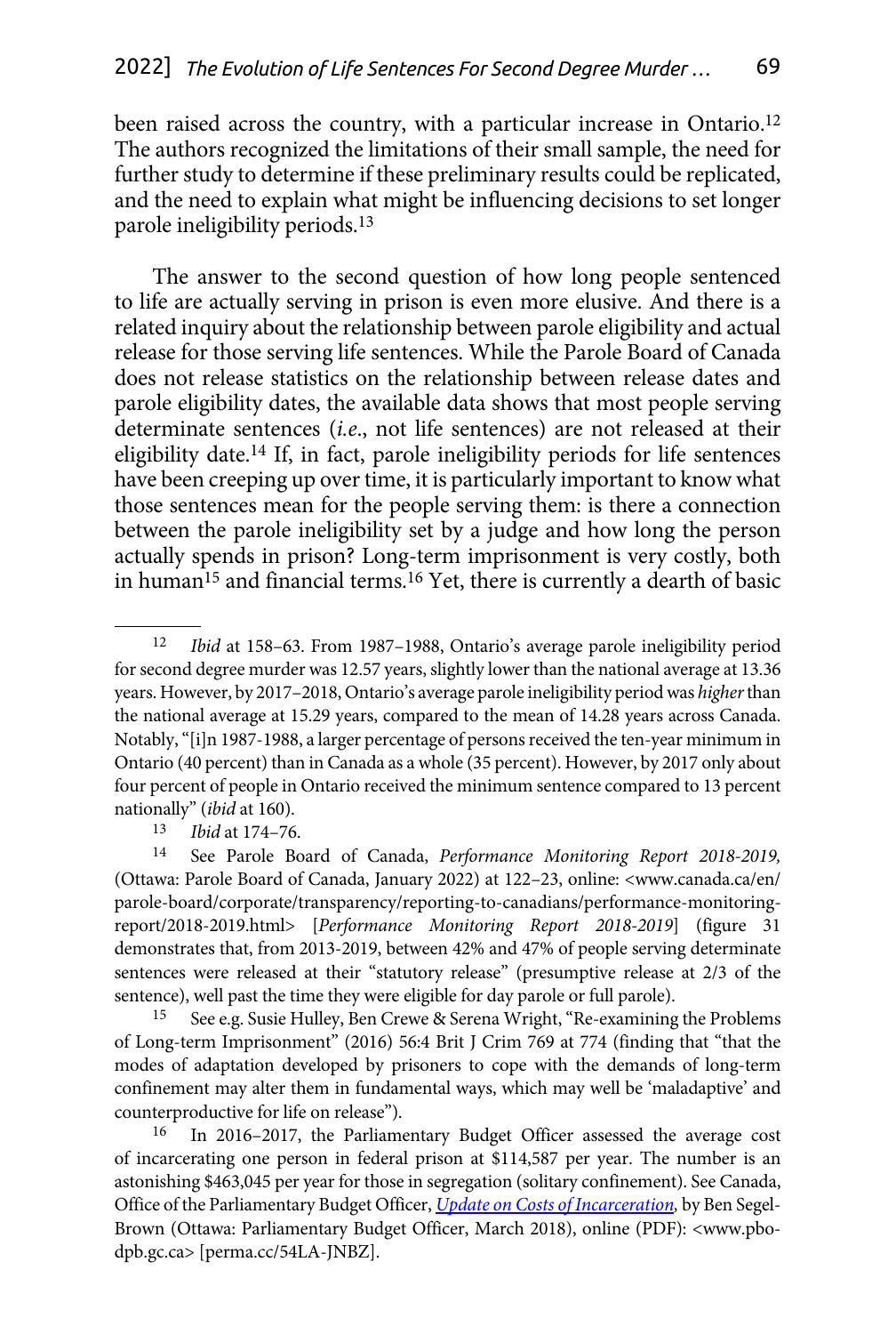been raised across the country, with a particular increase in Ontario.[12] The authors recognized the limitations of their small sample, the need for further study to determine if these preliminary results could be replicated, and the need to explain what might be influencing decisions to set longer parole ineligibility periods.[13]

The answer to the second question of how long people sentenced to life are actually serving in prison is even more elusive. And there is a related inquiry about the relationship between parole eligibility and actual release for those serving life sentences. While the Parole Board of Canada does not release statistics on the relationship between release dates and parole eligibility dates, the available data shows that most people serving determinate sentences (*i.e.*, not life sentences) are not released at their eligibility date.[14] If, in fact, parole ineligibility periods for life sentences have been creeping up over time, it is particularly important to know what those sentences mean for the people serving them: is there a connection between the parole ineligibility set by a judge and how long the person actually spends in prison? Long-term imprisonment is very costly, both in human[15] and financial terms.[16] Yet, there is currently a dearth of basic

---

[12] *Ibid* at 158–63. From 1987–1988, Ontario's average parole ineligibility period for second degree murder was 12.57 years, slightly lower than the national average at 13.36 years. However, by 2017–2018, Ontario's average parole ineligibility period was *higher* than the national average at 15.29 years, compared to the mean of 14.28 years across Canada. Notably, "[i]n 1987-1988, a larger percentage of persons received the ten-year minimum in Ontario (40 percent) than in Canada as a whole (35 percent). However, by 2017 only about four percent of people in Ontario received the minimum sentence compared to 13 percent nationally" (*ibid* at 160).

[13] *Ibid* at 174–76.

[14] See Parole Board of Canada, *Performance Monitoring Report 2018-2019,* (Ottawa: Parole Board of Canada, January 2022) at 122–23, online: <www.canada.ca/en/parole-board/corporate/transparency/reporting-to-canadians/performance-monitoring-report/2018-2019.html> [*Performance Monitoring Report 2018-2019*] (figure 31 demonstrates that, from 2013-2019, between 42% and 47% of people serving determinate sentences were released at their "statutory release" (presumptive release at 2/3 of the sentence), well past the time they were eligible for day parole or full parole).

[15] See e.g. Susie Hulley, Ben Crewe & Serena Wright, "Re-examining the Problems of Long-term Imprisonment" (2016) 56:4 Brit J Crim 769 at 774 (finding that "that the modes of adaptation developed by prisoners to cope with the demands of long-term confinement may alter them in fundamental ways, which may well be 'maladaptive' and counterproductive for life on release").

[16] In 2016–2017, the Parliamentary Budget Officer assessed the average cost of incarcerating one person in federal prison at $114,587 per year. The number is an astonishing $463,045 per year for those in segregation (solitary confinement). See Canada, Office of the Parliamentary Budget Officer, *Update on Costs of Incarceration*, by Ben Segel-Brown (Ottawa: Parliamentary Budget Officer, March 2018), online (PDF): <www.pbo-dpb.gc.ca> [perma.cc/54LA-JNBZ].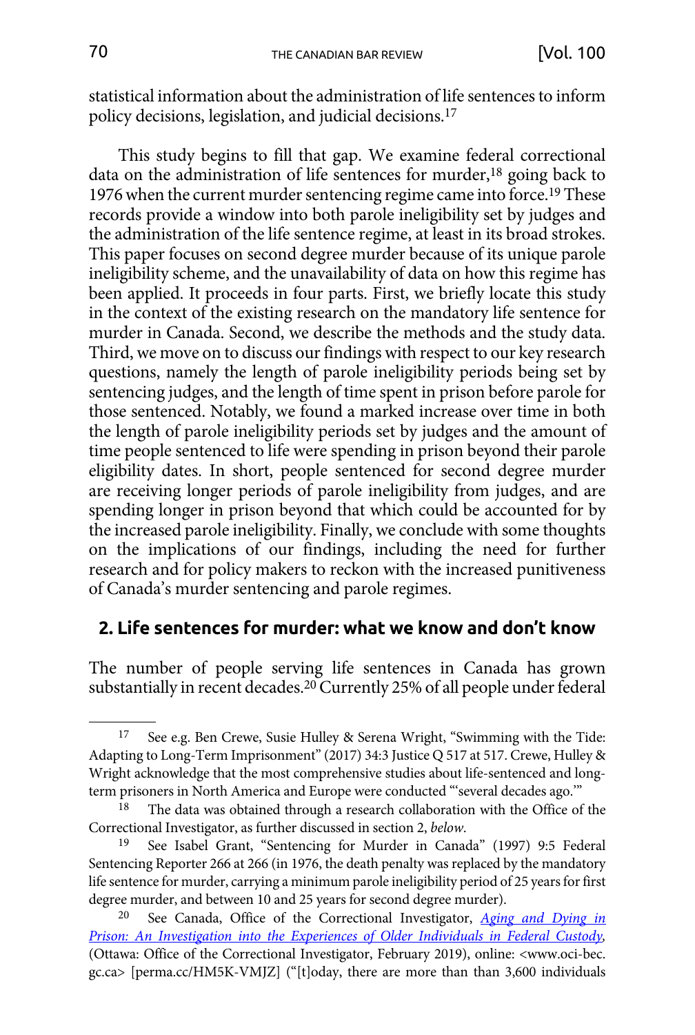statistical information about the administration of life sentences to inform policy decisions, legislation, and judicial decisions.[17]

This study begins to fill that gap. We examine federal correctional data on the administration of life sentences for murder,[18] going back to 1976 when the current murder sentencing regime came into force.[19] These records provide a window into both parole ineligibility set by judges and the administration of the life sentence regime, at least in its broad strokes. This paper focuses on second degree murder because of its unique parole ineligibility scheme, and the unavailability of data on how this regime has been applied. It proceeds in four parts. First, we briefly locate this study in the context of the existing research on the mandatory life sentence for murder in Canada. Second, we describe the methods and the study data. Third, we move on to discuss our findings with respect to our key research questions, namely the length of parole ineligibility periods being set by sentencing judges, and the length of time spent in prison before parole for those sentenced. Notably, we found a marked increase over time in both the length of parole ineligibility periods set by judges and the amount of time people sentenced to life were spending in prison beyond their parole eligibility dates. In short, people sentenced for second degree murder are receiving longer periods of parole ineligibility from judges, and are spending longer in prison beyond that which could be accounted for by the increased parole ineligibility. Finally, we conclude with some thoughts on the implications of our findings, including the need for further research and for policy makers to reckon with the increased punitiveness of Canada's murder sentencing and parole regimes.

## 2. Life sentences for murder: what we know and don't know

The number of people serving life sentences in Canada has grown substantially in recent decades.[20] Currently 25% of all people under federal

---

[17] See e.g. Ben Crewe, Susie Hulley & Serena Wright, "Swimming with the Tide: Adapting to Long-Term Imprisonment" (2017) 34:3 Justice Q 517 at 517. Crewe, Hulley & Wright acknowledge that the most comprehensive studies about life-sentenced and long-term prisoners in North America and Europe were conducted "'several decades ago.'"

[18] The data was obtained through a research collaboration with the Office of the Correctional Investigator, as further discussed in section 2, *below*.

[19] See Isabel Grant, "Sentencing for Murder in Canada" (1997) 9:5 Federal Sentencing Reporter 266 at 266 (in 1976, the death penalty was replaced by the mandatory life sentence for murder, carrying a minimum parole ineligibility period of 25 years for first degree murder, and between 10 and 25 years for second degree murder).

[20] See Canada, Office of the Correctional Investigator, *Aging and Dying in Prison: An Investigation into the Experiences of Older Individuals in Federal Custody*, (Ottawa: Office of the Correctional Investigator, February 2019), online: <www.oci-bec.gc.ca> [perma.cc/HM5K-VMJZ] ("[t]oday, there are more than than 3,600 individuals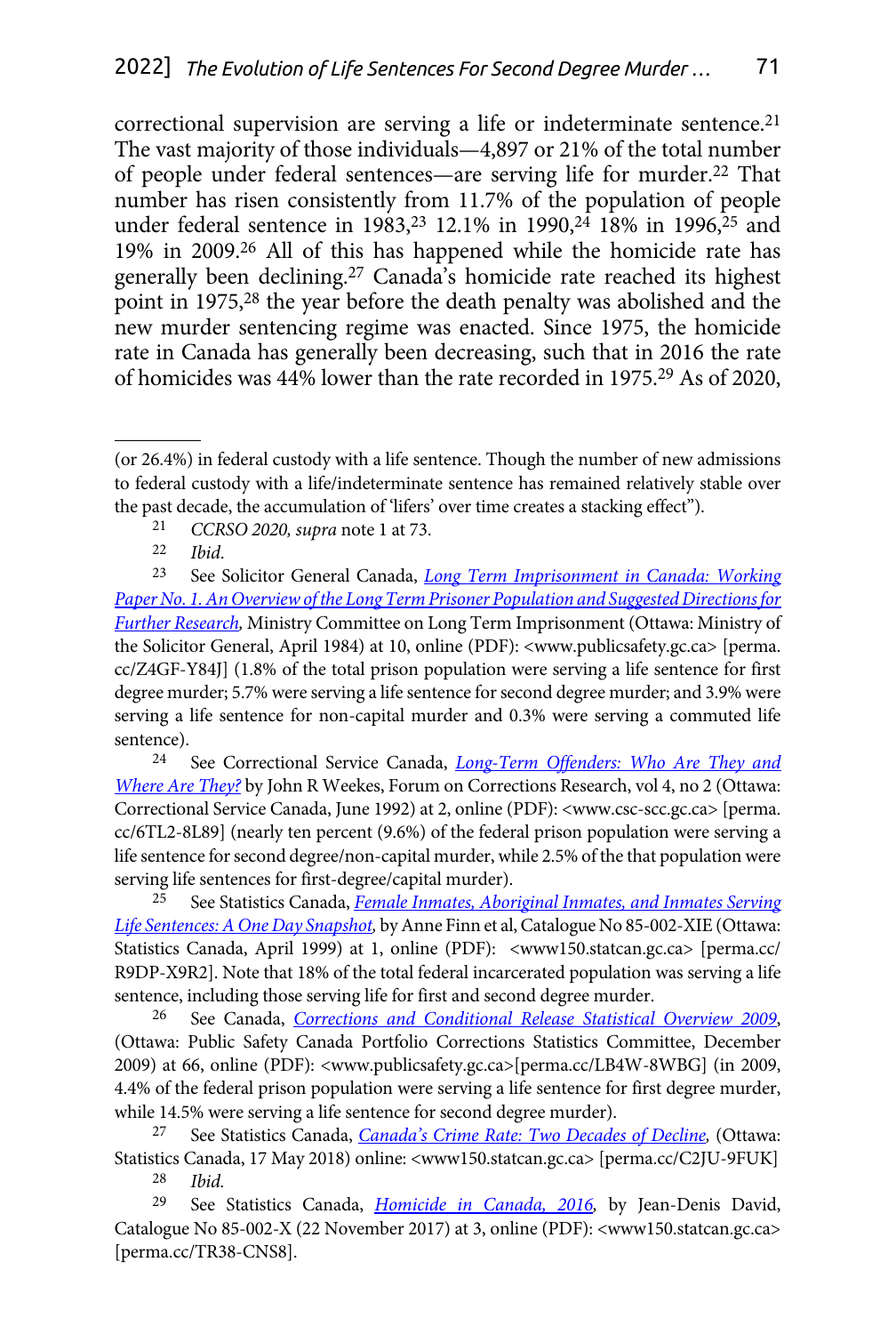correctional supervision are serving a life or indeterminate sentence.[21] The vast majority of those individuals—4,897 or 21% of the total number of people under federal sentences—are serving life for murder.[22] That number has risen consistently from 11.7% of the population of people under federal sentence in 1983,[23] 12.1% in 1990,[24] 18% in 1996,[25] and 19% in 2009.[26] All of this has happened while the homicide rate has generally been declining.[27] Canada's homicide rate reached its highest point in 1975,[28] the year before the death penalty was abolished and the new murder sentencing regime was enacted. Since 1975, the homicide rate in Canada has generally been decreasing, such that in 2016 the rate of homicides was 44% lower than the rate recorded in 1975.[29] As of 2020,

---

(or 26.4%) in federal custody with a life sentence. Though the number of new admissions to federal custody with a life/indeterminate sentence has remained relatively stable over the past decade, the accumulation of 'lifers' over time creates a stacking effect").

[21] *CCRSO 2020, supra* note 1 at 73.

[22] *Ibid.*

[23] See Solicitor General Canada, *Long Term Imprisonment in Canada: Working Paper No. 1. An Overview of the Long Term Prisoner Population and Suggested Directions for Further Research,* Ministry Committee on Long Term Imprisonment (Ottawa: Ministry of the Solicitor General, April 1984) at 10, online (PDF): <www.publicsafety.gc.ca> [perma.cc/Z4GF-Y84J] (1.8% of the total prison population were serving a life sentence for first degree murder; 5.7% were serving a life sentence for second degree murder; and 3.9% were serving a life sentence for non-capital murder and 0.3% were serving a commuted life sentence).

[24] See Correctional Service Canada, *Long-Term Offenders: Who Are They and Where Are They?* by John R Weekes, Forum on Corrections Research, vol 4, no 2 (Ottawa: Correctional Service Canada, June 1992) at 2, online (PDF): <www.csc-scc.gc.ca> [perma.cc/6TL2-8L89] (nearly ten percent (9.6%) of the federal prison population were serving a life sentence for second degree/non-capital murder, while 2.5% of the that population were serving life sentences for first-degree/capital murder).

[25] See Statistics Canada, *Female Inmates, Aboriginal Inmates, and Inmates Serving Life Sentences: A One Day Snapshot,* by Anne Finn et al, Catalogue No 85-002-XIE (Ottawa: Statistics Canada, April 1999) at 1, online (PDF): <www150.statcan.gc.ca> [perma.cc/R9DP-X9R2]. Note that 18% of the total federal incarcerated population was serving a life sentence, including those serving life for first and second degree murder.

[26] See Canada, *Corrections and Conditional Release Statistical Overview 2009*, (Ottawa: Public Safety Canada Portfolio Corrections Statistics Committee, December 2009) at 66, online (PDF): <www.publicsafety.gc.ca>[perma.cc/LB4W-8WBG] (in 2009, 4.4% of the federal prison population were serving a life sentence for first degree murder, while 14.5% were serving a life sentence for second degree murder).

[27] See Statistics Canada, *Canada's Crime Rate: Two Decades of Decline,* (Ottawa: Statistics Canada, 17 May 2018) online: <www150.statcan.gc.ca> [perma.cc/C2JU-9FUK]

[28] *Ibid.*

[29] See Statistics Canada, *Homicide in Canada, 2016,* by Jean-Denis David, Catalogue No 85-002-X (22 November 2017) at 3, online (PDF): <www150.statcan.gc.ca> [perma.cc/TR38-CNS8].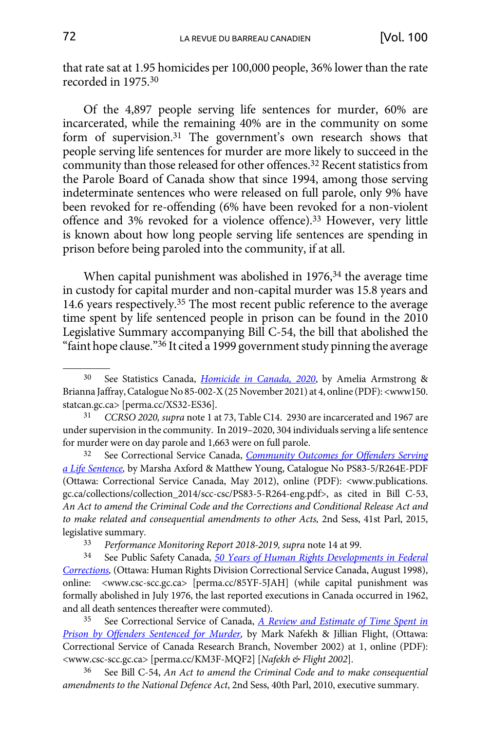that rate sat at 1.95 homicides per 100,000 people, 36% lower than the rate recorded in 1975.[30]

Of the 4,897 people serving life sentences for murder, 60% are incarcerated, while the remaining 40% are in the community on some form of supervision.[31] The government's own research shows that people serving life sentences for murder are more likely to succeed in the community than those released for other offences.[32] Recent statistics from the Parole Board of Canada show that since 1994, among those serving indeterminate sentences who were released on full parole, only 9% have been revoked for re-offending (6% have been revoked for a non-violent offence and 3% revoked for a violence offence).[33] However, very little is known about how long people serving life sentences are spending in prison before being paroled into the community, if at all.

When capital punishment was abolished in 1976,[34] the average time in custody for capital murder and non-capital murder was 15.8 years and 14.6 years respectively.[35] The most recent public reference to the average time spent by life sentenced people in prison can be found in the 2010 Legislative Summary accompanying Bill C-54, the bill that abolished the "faint hope clause."[36] It cited a 1999 government study pinning the average

---

[30] See Statistics Canada, *Homicide in Canada, 2020*, by Amelia Armstrong & Brianna Jaffray, Catalogue No 85-002-X (25 November 2021) at 4, online (PDF): <www150.statcan.gc.ca> [perma.cc/XS32-ES36].

[31] *CCRSO 2020, supra* note 1 at 73, Table C14. 2930 are incarcerated and 1967 are under supervision in the community. In 2019–2020, 304 individuals serving a life sentence for murder were on day parole and 1,663 were on full parole.

[32] See Correctional Service Canada, *Community Outcomes for Offenders Serving a Life Sentence*, by Marsha Axford & Matthew Young, Catalogue No PS83-5/R264E-PDF (Ottawa: Correctional Service Canada, May 2012), online (PDF): <www.publications.gc.ca/collections/collection_2014/scc-csc/PS83-5-R264-eng.pdf>, as cited in Bill C-53, *An Act to amend the Criminal Code and the Corrections and Conditional Release Act and to make related and consequential amendments to other Acts,* 2nd Sess, 41st Parl, 2015, legislative summary.

[33] *Performance Monitoring Report 2018-2019, supra* note 14 at 99.

[34] See Public Safety Canada, *50 Years of Human Rights Developments in Federal Corrections*, (Ottawa: Human Rights Division Correctional Service Canada, August 1998), online: <www.csc-scc.gc.ca> [perma.cc/85YF-5JAH] (while capital punishment was formally abolished in July 1976, the last reported executions in Canada occurred in 1962, and all death sentences thereafter were commuted).

[35] See Correctional Service of Canada, *A Review and Estimate of Time Spent in Prison by Offenders Sentenced for Murder*, by Mark Nafekh & Jillian Flight, (Ottawa: Correctional Service of Canada Research Branch, November 2002) at 1, online (PDF): <www.csc-scc.gc.ca> [perma.cc/KM3F-MQF2] [*Nafekh & Flight 2002*].

[36] See Bill C-54, *An Act to amend the Criminal Code and to make consequential amendments to the National Defence Act*, 2nd Sess, 40th Parl, 2010, executive summary.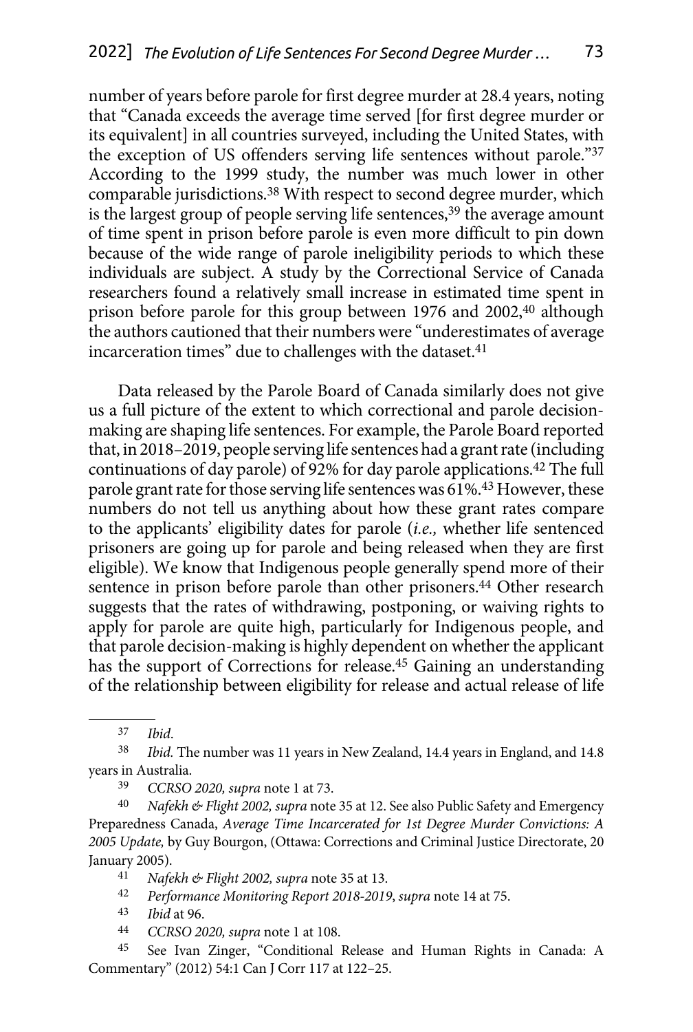number of years before parole for first degree murder at 28.4 years, noting that "Canada exceeds the average time served [for first degree murder or its equivalent] in all countries surveyed, including the United States, with the exception of US offenders serving life sentences without parole."[37] According to the 1999 study, the number was much lower in other comparable jurisdictions.[38] With respect to second degree murder, which is the largest group of people serving life sentences,[39] the average amount of time spent in prison before parole is even more difficult to pin down because of the wide range of parole ineligibility periods to which these individuals are subject. A study by the Correctional Service of Canada researchers found a relatively small increase in estimated time spent in prison before parole for this group between 1976 and 2002,[40] although the authors cautioned that their numbers were "underestimates of average incarceration times" due to challenges with the dataset.[41]

Data released by the Parole Board of Canada similarly does not give us a full picture of the extent to which correctional and parole decision-making are shaping life sentences. For example, the Parole Board reported that, in 2018–2019, people serving life sentences had a grant rate (including continuations of day parole) of 92% for day parole applications.[42] The full parole grant rate for those serving life sentences was 61%.[43] However, these numbers do not tell us anything about how these grant rates compare to the applicants' eligibility dates for parole (*i.e.,* whether life sentenced prisoners are going up for parole and being released when they are first eligible). We know that Indigenous people generally spend more of their sentence in prison before parole than other prisoners.[44] Other research suggests that the rates of withdrawing, postponing, or waiving rights to apply for parole are quite high, particularly for Indigenous people, and that parole decision-making is highly dependent on whether the applicant has the support of Corrections for release.[45] Gaining an understanding of the relationship between eligibility for release and actual release of life

---

[37] *Ibid.*

[38] *Ibid.* The number was 11 years in New Zealand, 14.4 years in England, and 14.8 years in Australia.

[39] *CCRSO 2020, supra* note 1 at 73.

[40] *Nafekh & Flight 2002, supra* note 35 at 12. See also Public Safety and Emergency Preparedness Canada, *Average Time Incarcerated for 1st Degree Murder Convictions: A 2005 Update,* by Guy Bourgon, (Ottawa: Corrections and Criminal Justice Directorate, 20 January 2005).

[41] *Nafekh & Flight 2002, supra* note 35 at 13.

[42] *Performance Monitoring Report 2018-2019*, *supra* note 14 at 75.

[43] *Ibid* at 96.

[44] *CCRSO 2020, supra* note 1 at 108.

[45] See Ivan Zinger, "Conditional Release and Human Rights in Canada: A Commentary" (2012) 54:1 Can J Corr 117 at 122–25.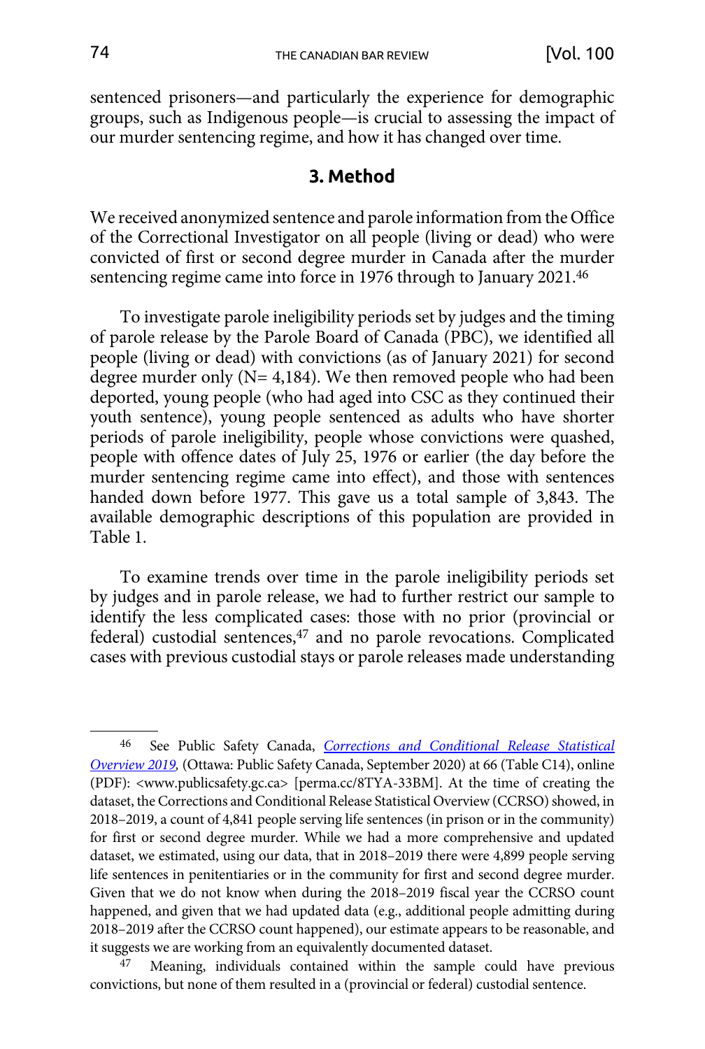sentenced prisoners—and particularly the experience for demographic groups, such as Indigenous people—is crucial to assessing the impact of our murder sentencing regime, and how it has changed over time.

## 3. Method

We received anonymized sentence and parole information from the Office of the Correctional Investigator on all people (living or dead) who were convicted of first or second degree murder in Canada after the murder sentencing regime came into force in 1976 through to January 2021.[46]

To investigate parole ineligibility periods set by judges and the timing of parole release by the Parole Board of Canada (PBC), we identified all people (living or dead) with convictions (as of January 2021) for second degree murder only (N= 4,184). We then removed people who had been deported, young people (who had aged into CSC as they continued their youth sentence), young people sentenced as adults who have shorter periods of parole ineligibility, people whose convictions were quashed, people with offence dates of July 25, 1976 or earlier (the day before the murder sentencing regime came into effect), and those with sentences handed down before 1977. This gave us a total sample of 3,843. The available demographic descriptions of this population are provided in Table 1.

To examine trends over time in the parole ineligibility periods set by judges and in parole release, we had to further restrict our sample to identify the less complicated cases: those with no prior (provincial or federal) custodial sentences,[47] and no parole revocations. Complicated cases with previous custodial stays or parole releases made understanding

---

[46] See Public Safety Canada, *Corrections and Conditional Release Statistical Overview 2019*, (Ottawa: Public Safety Canada, September 2020) at 66 (Table C14), online (PDF): <www.publicsafety.gc.ca> [perma.cc/8TYA-33BM]. At the time of creating the dataset, the Corrections and Conditional Release Statistical Overview (CCRSO) showed, in 2018–2019, a count of 4,841 people serving life sentences (in prison or in the community) for first or second degree murder. While we had a more comprehensive and updated dataset, we estimated, using our data, that in 2018–2019 there were 4,899 people serving life sentences in penitentiaries or in the community for first and second degree murder. Given that we do not know when during the 2018–2019 fiscal year the CCRSO count happened, and given that we had updated data (e.g., additional people admitting during 2018–2019 after the CCRSO count happened), our estimate appears to be reasonable, and it suggests we are working from an equivalently documented dataset.

[47] Meaning, individuals contained within the sample could have previous convictions, but none of them resulted in a (provincial or federal) custodial sentence.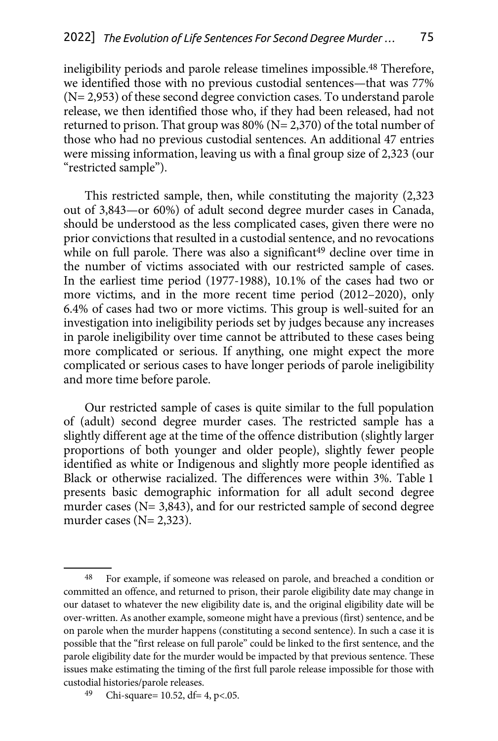ineligibility periods and parole release timelines impossible.[48] Therefore, we identified those with no previous custodial sentences—that was 77% (N= 2,953) of these second degree conviction cases. To understand parole release, we then identified those who, if they had been released, had not returned to prison. That group was 80% (N= 2,370) of the total number of those who had no previous custodial sentences. An additional 47 entries were missing information, leaving us with a final group size of 2,323 (our "restricted sample").

This restricted sample, then, while constituting the majority (2,323 out of 3,843—or 60%) of adult second degree murder cases in Canada, should be understood as the less complicated cases, given there were no prior convictions that resulted in a custodial sentence, and no revocations while on full parole. There was also a significant[49] decline over time in the number of victims associated with our restricted sample of cases. In the earliest time period (1977-1988), 10.1% of the cases had two or more victims, and in the more recent time period (2012–2020), only 6.4% of cases had two or more victims. This group is well-suited for an investigation into ineligibility periods set by judges because any increases in parole ineligibility over time cannot be attributed to these cases being more complicated or serious. If anything, one might expect the more complicated or serious cases to have longer periods of parole ineligibility and more time before parole.

Our restricted sample of cases is quite similar to the full population of (adult) second degree murder cases. The restricted sample has a slightly different age at the time of the offence distribution (slightly larger proportions of both younger and older people), slightly fewer people identified as white or Indigenous and slightly more people identified as Black or otherwise racialized. The differences were within 3%. Table 1 presents basic demographic information for all adult second degree murder cases (N= 3,843), and for our restricted sample of second degree murder cases (N= 2,323).

---

[48] For example, if someone was released on parole, and breached a condition or committed an offence, and returned to prison, their parole eligibility date may change in our dataset to whatever the new eligibility date is, and the original eligibility date will be over-written. As another example, someone might have a previous (first) sentence, and be on parole when the murder happens (constituting a second sentence). In such a case it is possible that the "first release on full parole" could be linked to the first sentence, and the parole eligibility date for the murder would be impacted by that previous sentence. These issues make estimating the timing of the first full parole release impossible for those with custodial histories/parole releases.

[49] Chi-square= 10.52, df= 4, $p<.05$.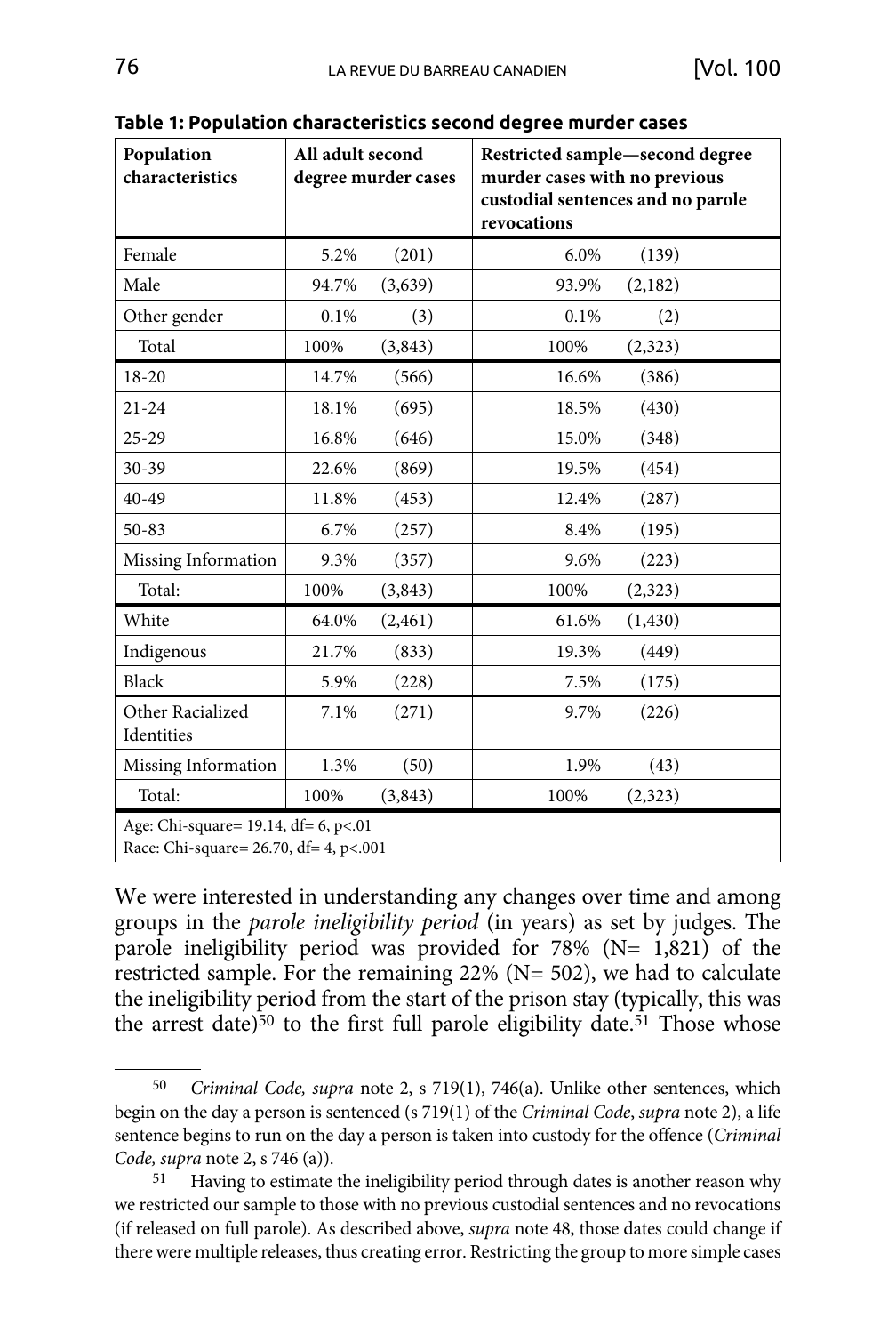**Table 1: Population characteristics second degree murder cases**

| Population characteristics | All adult second degree murder cases | | Restricted sample—second degree murder cases with no previous custodial sentences and no parole revocations | |
|---|---|---|---|---|
| Female | 5.2% | (201) | 6.0% | (139) |
| Male | 94.7% | (3,639) | 93.9% | (2,182) |
| Other gender | 0.1% | (3) | 0.1% | (2) |
| Total | 100% | (3,843) | 100% | (2,323) |
| 18-20 | 14.7% | (566) | 16.6% | (386) |
| 21-24 | 18.1% | (695) | 18.5% | (430) |
| 25-29 | 16.8% | (646) | 15.0% | (348) |
| 30-39 | 22.6% | (869) | 19.5% | (454) |
| 40-49 | 11.8% | (453) | 12.4% | (287) |
| 50-83 | 6.7% | (257) | 8.4% | (195) |
| Missing Information | 9.3% | (357) | 9.6% | (223) |
| Total: | 100% | (3,843) | 100% | (2,323) |
| White | 64.0% | (2,461) | 61.6% | (1,430) |
| Indigenous | 21.7% | (833) | 19.3% | (449) |
| Black | 5.9% | (228) | 7.5% | (175) |
| Other Racialized Identities | 7.1% | (271) | 9.7% | (226) |
| Missing Information | 1.3% | (50) | 1.9% | (43) |
| Total: | 100% | (3,843) | 100% | (2,323) |

Age: Chi-square= 19.14, df= 6, $p<.01$

Race: Chi-square= 26.70, df= 4, $p<.001$

We were interested in understanding any changes over time and among groups in the *parole ineligibility period* (in years) as set by judges. The parole ineligibility period was provided for 78% (N= 1,821) of the restricted sample. For the remaining 22% (N= 502), we had to calculate the ineligibility period from the start of the prison stay (typically, this was the arrest date)[50] to the first full parole eligibility date.[51] Those whose

---

[50] *Criminal Code, supra* note 2, s 719(1), 746(a). Unlike other sentences, which begin on the day a person is sentenced (s 719(1) of the *Criminal Code*, *supra* note 2), a life sentence begins to run on the day a person is taken into custody for the offence (*Criminal Code, supra* note 2, s 746 (a)).

[51] Having to estimate the ineligibility period through dates is another reason why we restricted our sample to those with no previous custodial sentences and no revocations (if released on full parole). As described above, *supra* note 48, those dates could change if there were multiple releases, thus creating error. Restricting the group to more simple cases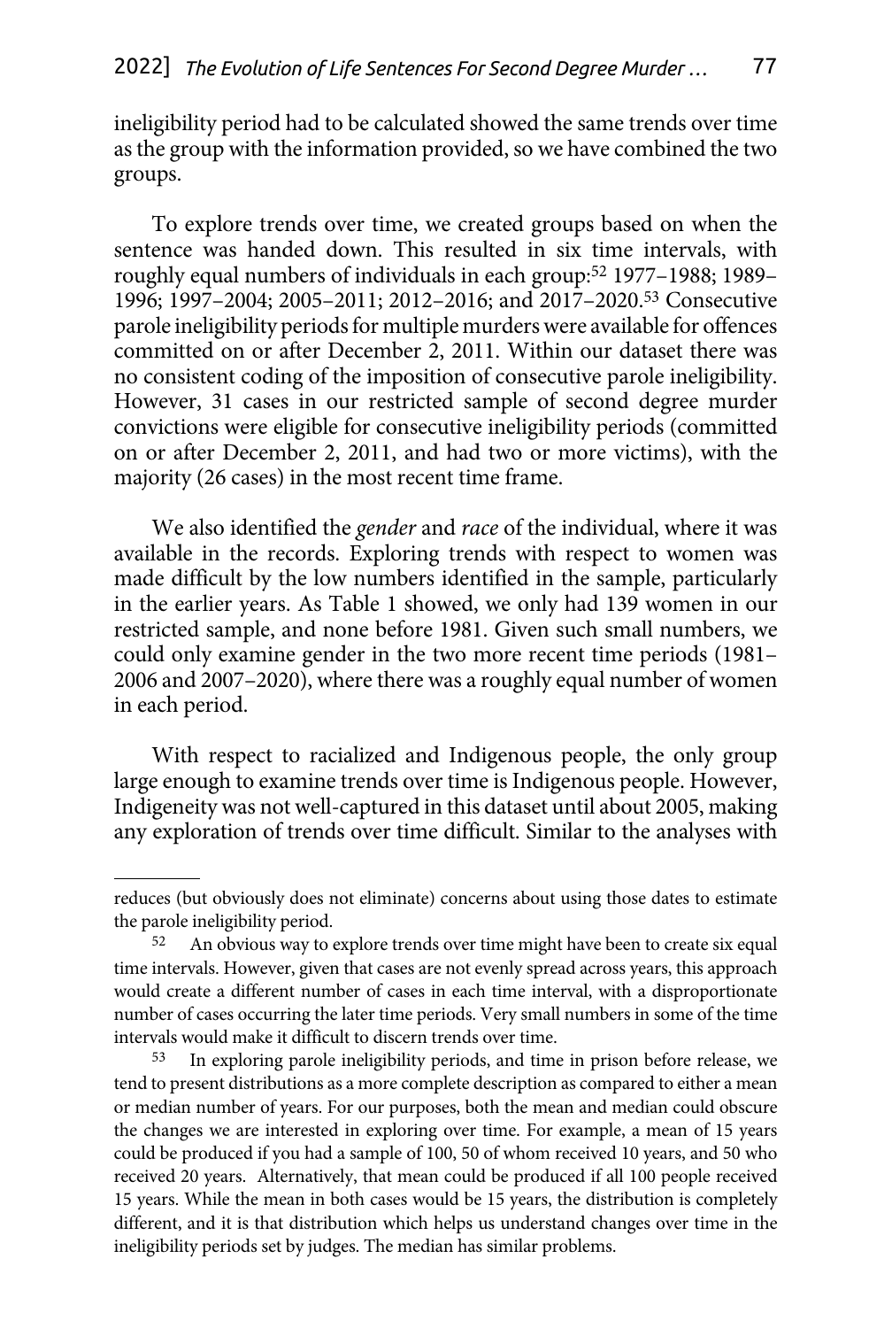ineligibility period had to be calculated showed the same trends over time as the group with the information provided, so we have combined the two groups.

To explore trends over time, we created groups based on when the sentence was handed down. This resulted in six time intervals, with roughly equal numbers of individuals in each group:[52] 1977–1988; 1989–1996; 1997–2004; 2005–2011; 2012–2016; and 2017–2020.[53] Consecutive parole ineligibility periods for multiple murders were available for offences committed on or after December 2, 2011. Within our dataset there was no consistent coding of the imposition of consecutive parole ineligibility. However, 31 cases in our restricted sample of second degree murder convictions were eligible for consecutive ineligibility periods (committed on or after December 2, 2011, and had two or more victims), with the majority (26 cases) in the most recent time frame.

We also identified the *gender* and *race* of the individual, where it was available in the records. Exploring trends with respect to women was made difficult by the low numbers identified in the sample, particularly in the earlier years. As Table 1 showed, we only had 139 women in our restricted sample, and none before 1981. Given such small numbers, we could only examine gender in the two more recent time periods (1981–2006 and 2007–2020), where there was a roughly equal number of women in each period.

With respect to racialized and Indigenous people, the only group large enough to examine trends over time is Indigenous people. However, Indigeneity was not well-captured in this dataset until about 2005, making any exploration of trends over time difficult. Similar to the analyses with

---

reduces (but obviously does not eliminate) concerns about using those dates to estimate the parole ineligibility period.

52 An obvious way to explore trends over time might have been to create six equal time intervals. However, given that cases are not evenly spread across years, this approach would create a different number of cases in each time interval, with a disproportionate number of cases occurring the later time periods. Very small numbers in some of the time intervals would make it difficult to discern trends over time.

53 In exploring parole ineligibility periods, and time in prison before release, we tend to present distributions as a more complete description as compared to either a mean or median number of years. For our purposes, both the mean and median could obscure the changes we are interested in exploring over time. For example, a mean of 15 years could be produced if you had a sample of 100, 50 of whom received 10 years, and 50 who received 20 years. Alternatively, that mean could be produced if all 100 people received 15 years. While the mean in both cases would be 15 years, the distribution is completely different, and it is that distribution which helps us understand changes over time in the ineligibility periods set by judges. The median has similar problems.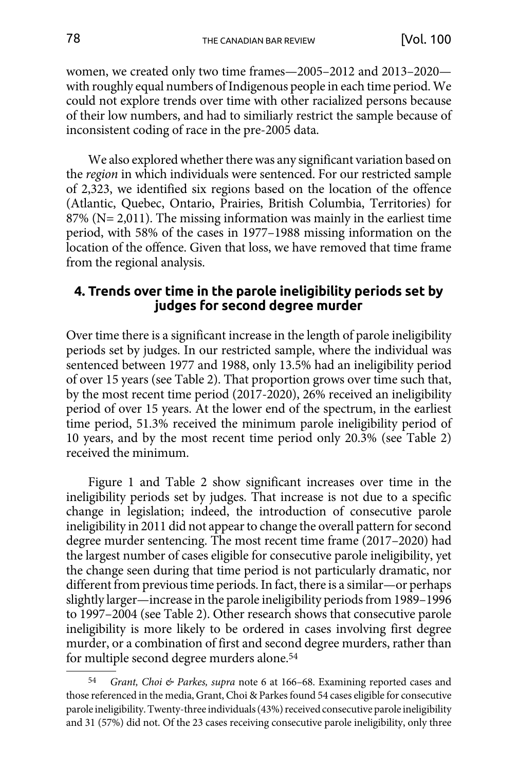women, we created only two time frames—2005–2012 and 2013–2020—with roughly equal numbers of Indigenous people in each time period. We could not explore trends over time with other racialized persons because of their low numbers, and had to similiarly restrict the sample because of inconsistent coding of race in the pre-2005 data.

We also explored whether there was any significant variation based on the *region* in which individuals were sentenced. For our restricted sample of 2,323, we identified six regions based on the location of the offence (Atlantic, Quebec, Ontario, Prairies, British Columbia, Territories) for 87% (N= 2,011). The missing information was mainly in the earliest time period, with 58% of the cases in 1977–1988 missing information on the location of the offence. Given that loss, we have removed that time frame from the regional analysis.

## 4. Trends over time in the parole ineligibility periods set by judges for second degree murder

Over time there is a significant increase in the length of parole ineligibility periods set by judges. In our restricted sample, where the individual was sentenced between 1977 and 1988, only 13.5% had an ineligibility period of over 15 years (see Table 2). That proportion grows over time such that, by the most recent time period (2017-2020), 26% received an ineligibility period of over 15 years. At the lower end of the spectrum, in the earliest time period, 51.3% received the minimum parole ineligibility period of 10 years, and by the most recent time period only 20.3% (see Table 2) received the minimum.

Figure 1 and Table 2 show significant increases over time in the ineligibility periods set by judges. That increase is not due to a specific change in legislation; indeed, the introduction of consecutive parole ineligibility in 2011 did not appear to change the overall pattern for second degree murder sentencing. The most recent time frame (2017–2020) had the largest number of cases eligible for consecutive parole ineligibility, yet the change seen during that time period is not particularly dramatic, nor different from previous time periods. In fact, there is a similar—or perhaps slightly larger—increase in the parole ineligibility periods from 1989–1996 to 1997–2004 (see Table 2). Other research shows that consecutive parole ineligibility is more likely to be ordered in cases involving first degree murder, or a combination of first and second degree murders, rather than for multiple second degree murders alone.[54]

[54] *Grant, Choi & Parkes, supra* note 6 at 166–68. Examining reported cases and those referenced in the media, Grant, Choi & Parkes found 54 cases eligible for consecutive parole ineligibility. Twenty-three individuals (43%) received consecutive parole ineligibility and 31 (57%) did not. Of the 23 cases receiving consecutive parole ineligibility, only three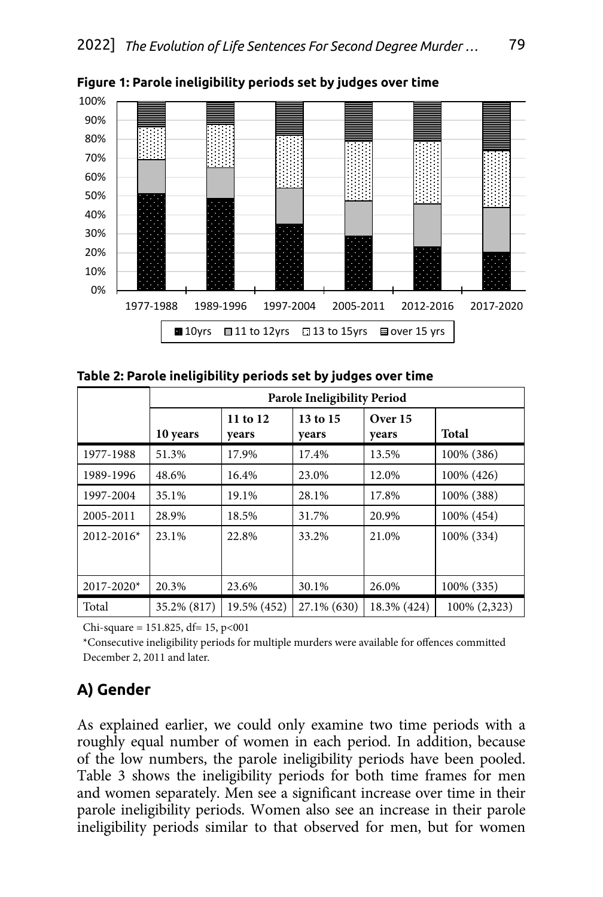**Figure 1: Parole ineligibility periods set by judges over time**

**Table 2: Parole ineligibility periods set by judges over time**

| | Parole Ineligibility Period | | | | |
|---|---|---|---|---|---|
| | 10 years | 11 to 12 years | 13 to 15 years | Over 15 years | Total |
| 1977-1988 | 51.3% | 17.9% | 17.4% | 13.5% | 100% (386) |
| 1989-1996 | 48.6% | 16.4% | 23.0% | 12.0% | 100% (426) |
| 1997-2004 | 35.1% | 19.1% | 28.1% | 17.8% | 100% (388) |
| 2005-2011 | 28.9% | 18.5% | 31.7% | 20.9% | 100% (454) |
| 2012-2016* | 23.1% | 22.8% | 33.2% | 21.0% | 100% (334) |
| 2017-2020* | 20.3% | 23.6% | 30.1% | 26.0% | 100% (335) |
| Total | 35.2% (817) | 19.5% (452) | 27.1% (630) | 18.3% (424) | 100% (2,323) |

Chi-square = 151.825, df= 15, p<001

*Consecutive ineligibility periods for multiple murders were available for offences committed December 2, 2011 and later.

## A) Gender

As explained earlier, we could only examine two time periods with a roughly equal number of women in each period. In addition, because of the low numbers, the parole ineligibility periods have been pooled. Table 3 shows the ineligibility periods for both time frames for men and women separately. Men see a significant increase over time in their parole ineligibility periods. Women also see an increase in their parole ineligibility periods similar to that observed for men, but for women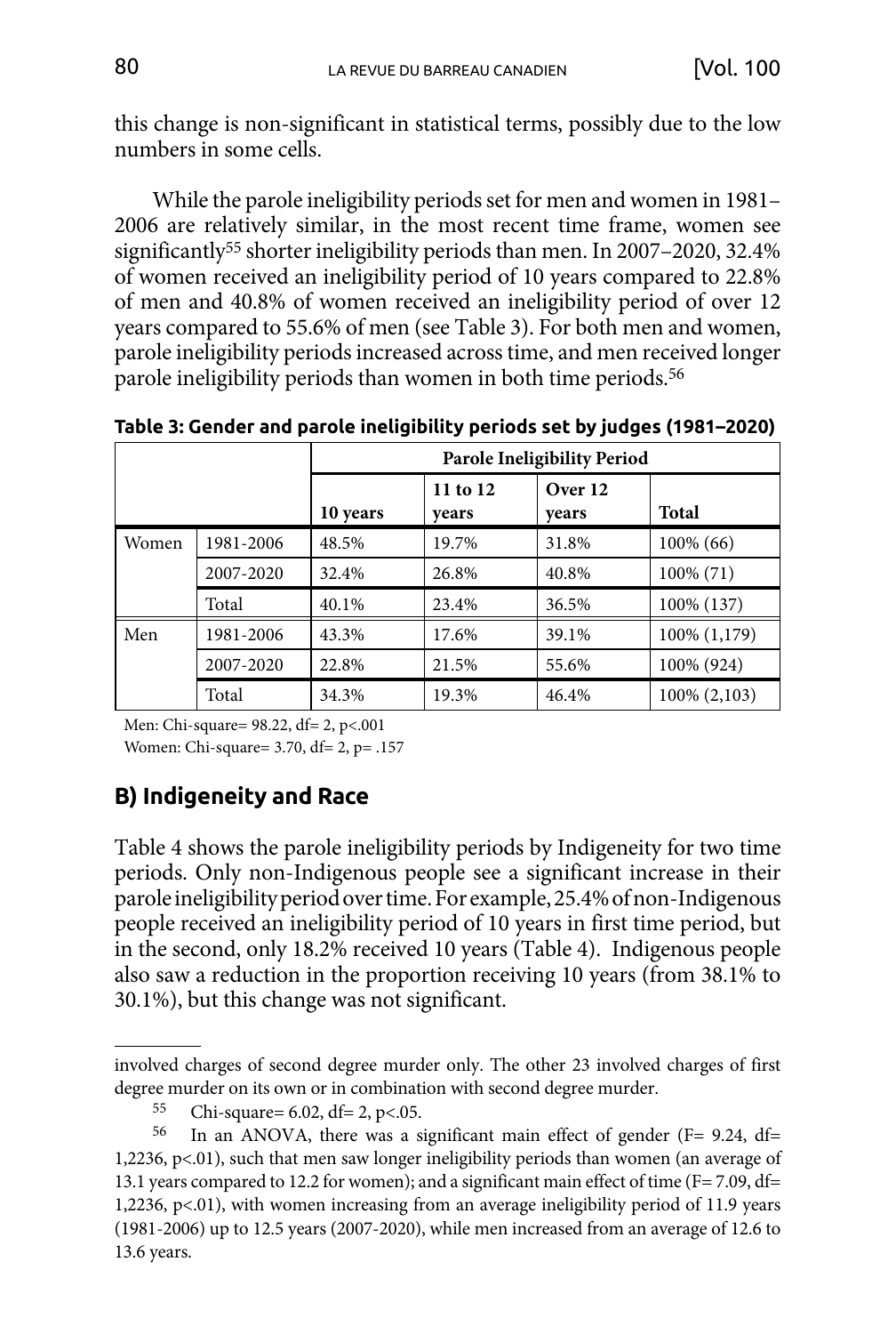this change is non-significant in statistical terms, possibly due to the low numbers in some cells.

While the parole ineligibility periods set for men and women in 1981–2006 are relatively similar, in the most recent time frame, women see significantly[55] shorter ineligibility periods than men. In 2007–2020, 32.4% of women received an ineligibility period of 10 years compared to 22.8% of men and 40.8% of women received an ineligibility period of over 12 years compared to 55.6% of men (see Table 3). For both men and women, parole ineligibility periods increased across time, and men received longer parole ineligibility periods than women in both time periods.[56]

**Table 3: Gender and parole ineligibility periods set by judges (1981–2020)**

| | | Parole Ineligibility Period | | | |
|---|---|---|---|---|---|
| | | 10 years | 11 to 12 years | Over 12 years | Total |
| Women | 1981-2006 | 48.5% | 19.7% | 31.8% | 100% (66) |
| | 2007-2020 | 32.4% | 26.8% | 40.8% | 100% (71) |
| | Total | 40.1% | 23.4% | 36.5% | 100% (137) |
| Men | 1981-2006 | 43.3% | 17.6% | 39.1% | 100% (1,179) |
| | 2007-2020 | 22.8% | 21.5% | 55.6% | 100% (924) |
| | Total | 34.3% | 19.3% | 46.4% | 100% (2,103) |

Men: Chi-square= 98.22, df= 2, p<.001

Women: Chi-square= 3.70, df= 2, p= .157

## B) Indigeneity and Race

Table 4 shows the parole ineligibility periods by Indigeneity for two time periods. Only non-Indigenous people see a significant increase in their parole ineligibility period over time. For example, 25.4% of non-Indigenous people received an ineligibility period of 10 years in first time period, but in the second, only 18.2% received 10 years (Table 4). Indigenous people also saw a reduction in the proportion receiving 10 years (from 38.1% to 30.1%), but this change was not significant.

---

involved charges of second degree murder only. The other 23 involved charges of first degree murder on its own or in combination with second degree murder.

[55] Chi-square= 6.02, df= 2, p<.05.

[56] In an ANOVA, there was a significant main effect of gender (F= 9.24, df= 1,2236, p<.01), such that men saw longer ineligibility periods than women (an average of 13.1 years compared to 12.2 for women); and a significant main effect of time (F= 7.09, df= 1,2236, p<.01), with women increasing from an average ineligibility period of 11.9 years (1981-2006) up to 12.5 years (2007-2020), while men increased from an average of 12.6 to 13.6 years.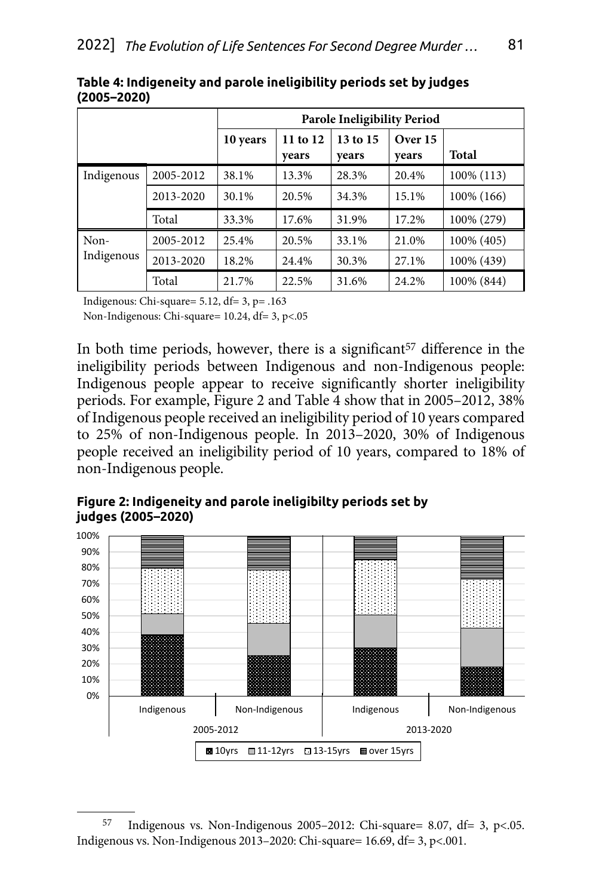**Table 4: Indigeneity and parole ineligibility periods set by judges (2005–2020)**

| | | Parole Ineligibility Period | | | | |
|---|---|---|---|---|---|---|
| | | 10 years | 11 to 12 years | 13 to 15 years | Over 15 years | Total |
| Indigenous | 2005-2012 | 38.1% | 13.3% | 28.3% | 20.4% | 100% (113) |
| | 2013-2020 | 30.1% | 20.5% | 34.3% | 15.1% | 100% (166) |
| | Total | 33.3% | 17.6% | 31.9% | 17.2% | 100% (279) |
| Non-Indigenous | 2005-2012 | 25.4% | 20.5% | 33.1% | 21.0% | 100% (405) |
| | 2013-2020 | 18.2% | 24.4% | 30.3% | 27.1% | 100% (439) |
| | Total | 21.7% | 22.5% | 31.6% | 24.2% | 100% (844) |

Indigenous: Chi-square= 5.12, df= 3, p= .163

Non-Indigenous: Chi-square= 10.24, df= 3, p<.05

In both time periods, however, there is a significant[57] difference in the ineligibility periods between Indigenous and non-Indigenous people: Indigenous people appear to receive significantly shorter ineligibility periods. For example, Figure 2 and Table 4 show that in 2005–2012, 38% of Indigenous people received an ineligibility period of 10 years compared to 25% of non-Indigenous people. In 2013–2020, 30% of Indigenous people received an ineligibility period of 10 years, compared to 18% of non-Indigenous people.

**Figure 2: Indigeneity and parole ineligibilty periods set by judges (2005–2020)**

[57] Indigenous vs. Non-Indigenous 2005–2012: Chi-square= 8.07, df= 3, p<.05. Indigenous vs. Non-Indigenous 2013–2020: Chi-square= 16.69, df= 3, p<.001.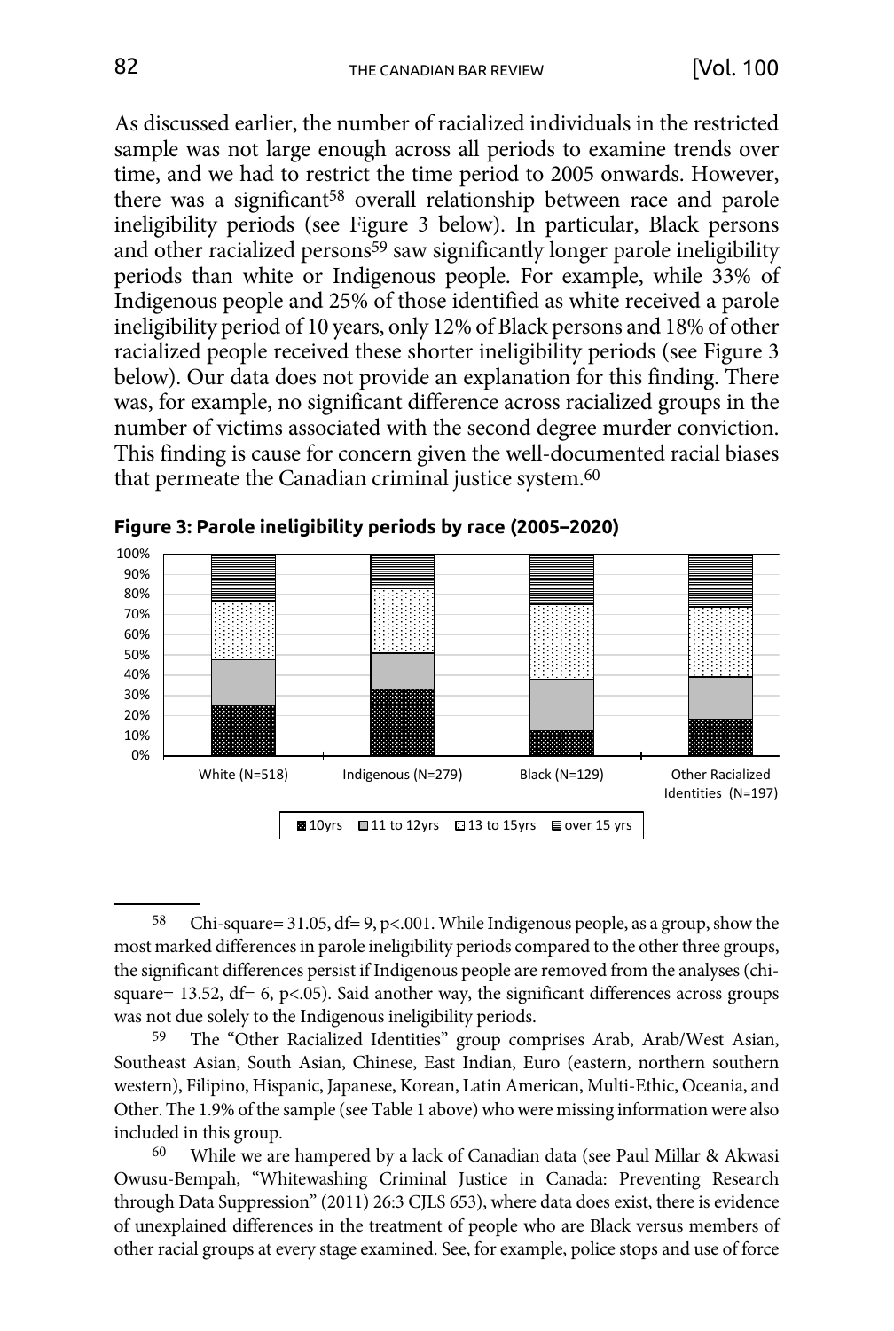As discussed earlier, the number of racialized individuals in the restricted sample was not large enough across all periods to examine trends over time, and we had to restrict the time period to 2005 onwards. However, there was a significant[58] overall relationship between race and parole ineligibility periods (see Figure 3 below). In particular, Black persons and other racialized persons[59] saw significantly longer parole ineligibility periods than white or Indigenous people. For example, while 33% of Indigenous people and 25% of those identified as white received a parole ineligibility period of 10 years, only 12% of Black persons and 18% of other racialized people received these shorter ineligibility periods (see Figure 3 below). Our data does not provide an explanation for this finding. There was, for example, no significant difference across racialized groups in the number of victims associated with the second degree murder conviction. This finding is cause for concern given the well-documented racial biases that permeate the Canadian criminal justice system.[60]

**Figure 3: Parole ineligibility periods by race (2005–2020)**

[Stacked bar chart: y-axis 0%–100%; categories White (N=518), Indigenous (N=279), Black (N=129), Other Racialized Identities (N=197); legend: 10yrs, 11 to 12yrs, 13 to 15yrs, over 15 yrs]

---

[58] Chi-square= 31.05, df= 9, p<.001. While Indigenous people, as a group, show the most marked differences in parole ineligibility periods compared to the other three groups, the significant differences persist if Indigenous people are removed from the analyses (chi-square= 13.52, df= 6, p<.05). Said another way, the significant differences across groups was not due solely to the Indigenous ineligibility periods.

[59] The "Other Racialized Identities" group comprises Arab, Arab/West Asian, Southeast Asian, South Asian, Chinese, East Indian, Euro (eastern, northern southern western), Filipino, Hispanic, Japanese, Korean, Latin American, Multi-Ethic, Oceania, and Other. The 1.9% of the sample (see Table 1 above) who were missing information were also included in this group.

[60] While we are hampered by a lack of Canadian data (see Paul Millar & Akwasi Owusu-Bempah, "Whitewashing Criminal Justice in Canada: Preventing Research through Data Suppression" (2011) 26:3 CJLS 653), where data does exist, there is evidence of unexplained differences in the treatment of people who are Black versus members of other racial groups at every stage examined. See, for example, police stops and use of force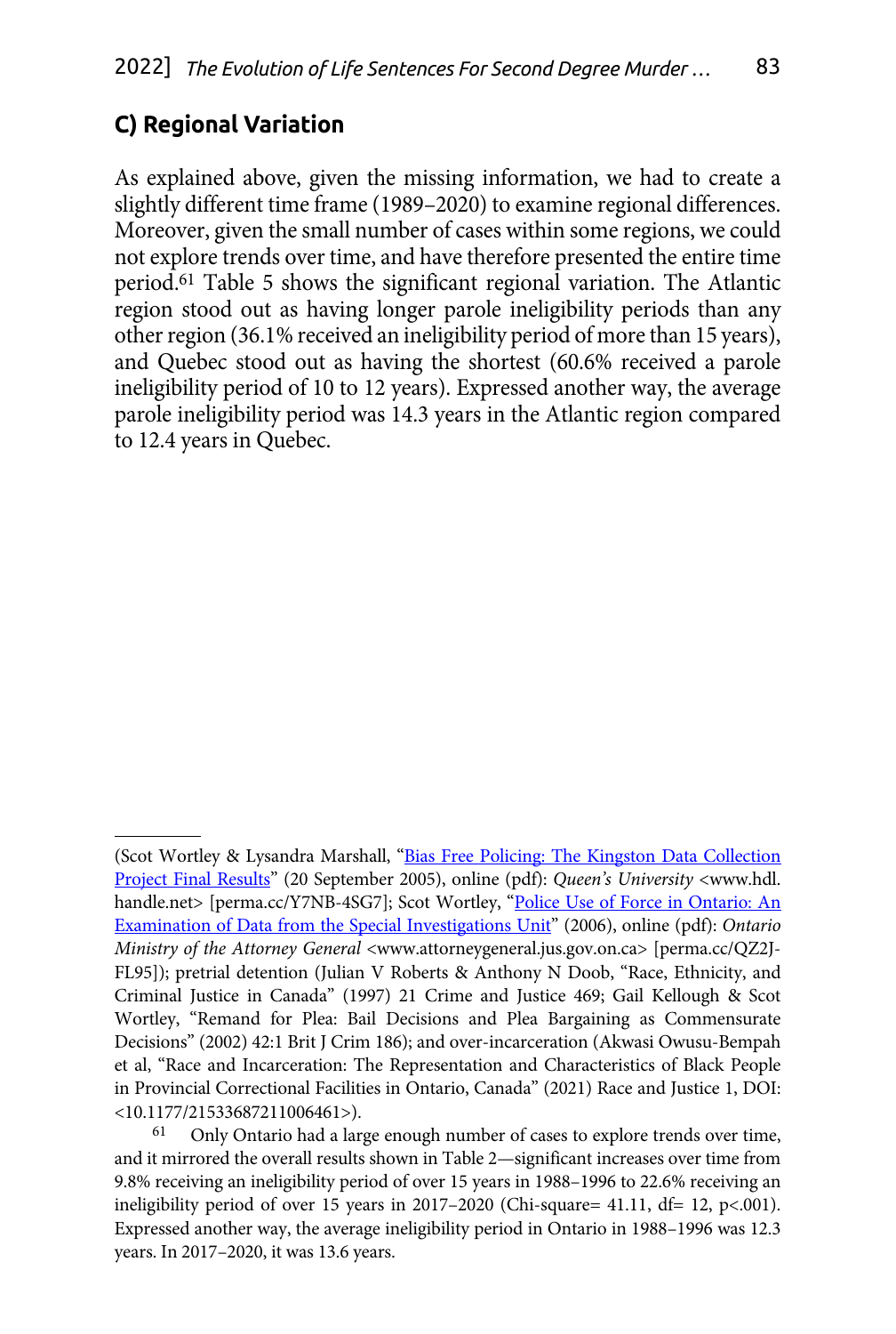### C) Regional Variation

As explained above, given the missing information, we had to create a slightly different time frame (1989–2020) to examine regional differences. Moreover, given the small number of cases within some regions, we could not explore trends over time, and have therefore presented the entire time period.[61] Table 5 shows the significant regional variation. The Atlantic region stood out as having longer parole ineligibility periods than any other region (36.1% received an ineligibility period of more than 15 years), and Quebec stood out as having the shortest (60.6% received a parole ineligibility period of 10 to 12 years). Expressed another way, the average parole ineligibility period was 14.3 years in the Atlantic region compared to 12.4 years in Quebec.

---

(Scot Wortley & Lysandra Marshall, "Bias Free Policing: The Kingston Data Collection Project Final Results" (20 September 2005), online (pdf): *Queen's University* <www.hdl.handle.net> [perma.cc/Y7NB-4SG7]; Scot Wortley, "Police Use of Force in Ontario: An Examination of Data from the Special Investigations Unit" (2006), online (pdf): *Ontario Ministry of the Attorney General* <www.attorneygeneral.jus.gov.on.ca> [perma.cc/QZ2J-FL95]); pretrial detention (Julian V Roberts & Anthony N Doob, "Race, Ethnicity, and Criminal Justice in Canada" (1997) 21 Crime and Justice 469; Gail Kellough & Scot Wortley, "Remand for Plea: Bail Decisions and Plea Bargaining as Commensurate Decisions" (2002) 42:1 Brit J Crim 186); and over-incarceration (Akwasi Owusu-Bempah et al, "Race and Incarceration: The Representation and Characteristics of Black People in Provincial Correctional Facilities in Ontario, Canada" (2021) Race and Justice 1, DOI: <10.1177/21533687211006461>).

[61] Only Ontario had a large enough number of cases to explore trends over time, and it mirrored the overall results shown in Table 2—significant increases over time from 9.8% receiving an ineligibility period of over 15 years in 1988–1996 to 22.6% receiving an ineligibility period of over 15 years in 2017–2020 (Chi-square= 41.11, df= 12, $p<.001$). Expressed another way, the average ineligibility period in Ontario in 1988–1996 was 12.3 years. In 2017–2020, it was 13.6 years.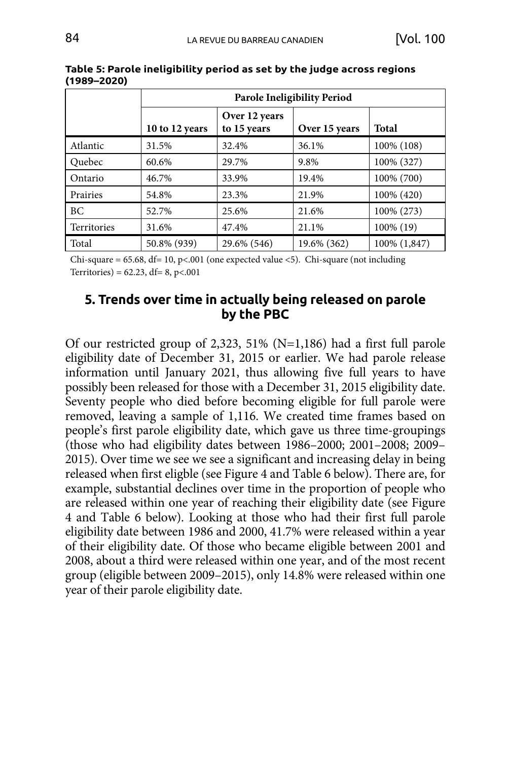**Table 5: Parole ineligibility period as set by the judge across regions (1989–2020)**

| | Parole Ineligibility Period | | | |
|---|---|---|---|---|
| | 10 to 12 years | Over 12 years to 15 years | Over 15 years | Total |
| Atlantic | 31.5% | 32.4% | 36.1% | 100% (108) |
| Quebec | 60.6% | 29.7% | 9.8% | 100% (327) |
| Ontario | 46.7% | 33.9% | 19.4% | 100% (700) |
| Prairies | 54.8% | 23.3% | 21.9% | 100% (420) |
| BC | 52.7% | 25.6% | 21.6% | 100% (273) |
| Territories | 31.6% | 47.4% | 21.1% | 100% (19) |
| Total | 50.8% (939) | 29.6% (546) | 19.6% (362) | 100% (1,847) |

Chi-square = 65.68, df= 10, p<.001 (one expected value <5). Chi-square (not including Territories) = 62.23, df= 8, p<.001

## 5. Trends over time in actually being released on parole by the PBC

Of our restricted group of 2,323, 51% (N=1,186) had a first full parole eligibility date of December 31, 2015 or earlier. We had parole release information until January 2021, thus allowing five full years to have possibly been released for those with a December 31, 2015 eligibility date. Seventy people who died before becoming eligible for full parole were removed, leaving a sample of 1,116. We created time frames based on people's first parole eligibility date, which gave us three time-groupings (those who had eligibility dates between 1986–2000; 2001–2008; 2009–2015). Over time we see we see a significant and increasing delay in being released when first eligble (see Figure 4 and Table 6 below). There are, for example, substantial declines over time in the proportion of people who are released within one year of reaching their eligibility date (see Figure 4 and Table 6 below). Looking at those who had their first full parole eligibility date between 1986 and 2000, 41.7% were released within a year of their eligibility date. Of those who became eligible between 2001 and 2008, about a third were released within one year, and of the most recent group (eligible between 2009–2015), only 14.8% were released within one year of their parole eligibility date.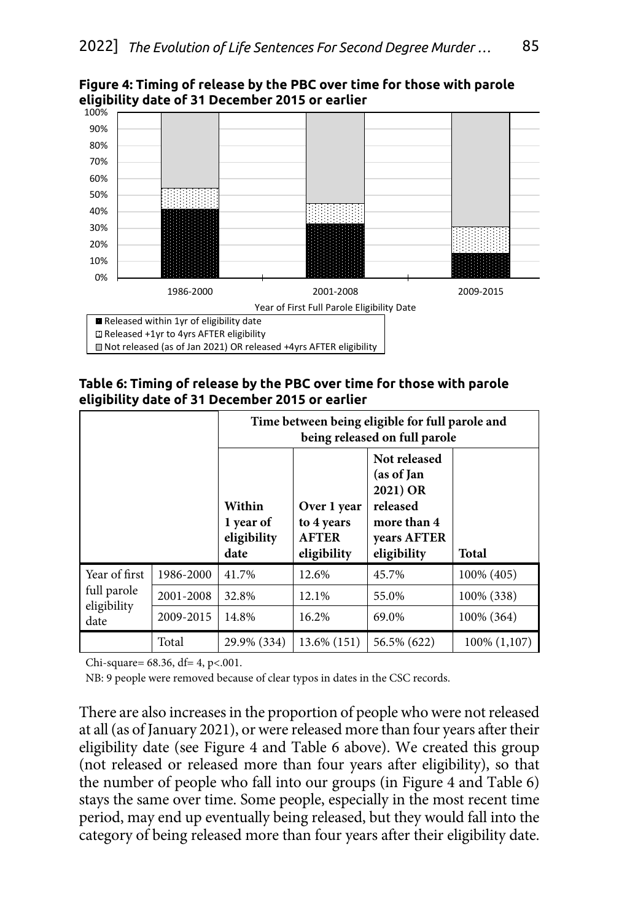**Figure 4: Timing of release by the PBC over time for those with parole eligibility date of 31 December 2015 or earlier**

**Table 6: Timing of release by the PBC over time for those with parole eligibility date of 31 December 2015 or earlier**

| | | Time between being eligible for full parole and being released on full parole | | | |
|---|---|---|---|---|---|
| | | **Within 1 year of eligibility date** | **Over 1 year to 4 years AFTER eligibility** | **Not released (as of Jan 2021) OR released more than 4 years AFTER eligibility** | **Total** |
| Year of first full parole eligibility date | 1986-2000 | 41.7% | 12.6% | 45.7% | 100% (405) |
| | 2001-2008 | 32.8% | 12.1% | 55.0% | 100% (338) |
| | 2009-2015 | 14.8% | 16.2% | 69.0% | 100% (364) |
| | Total | 29.9% (334) | 13.6% (151) | 56.5% (622) | 100% (1,107) |

Chi-square= 68.36, df= 4, p<.001.

NB: 9 people were removed because of clear typos in dates in the CSC records.

There are also increases in the proportion of people who were not released at all (as of January 2021), or were released more than four years after their eligibility date (see Figure 4 and Table 6 above). We created this group (not released or released more than four years after eligibility), so that the number of people who fall into our groups (in Figure 4 and Table 6) stays the same over time. Some people, especially in the most recent time period, may end up eventually being released, but they would fall into the category of being released more than four years after their eligibility date.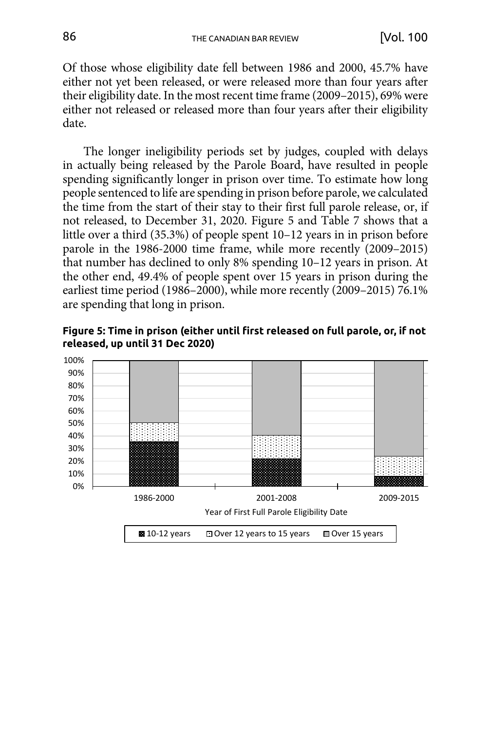Of those whose eligibility date fell between 1986 and 2000, 45.7% have either not yet been released, or were released more than four years after their eligibility date. In the most recent time frame (2009–2015), 69% were either not released or released more than four years after their eligibility date.

The longer ineligibility periods set by judges, coupled with delays in actually being released by the Parole Board, have resulted in people spending significantly longer in prison over time. To estimate how long people sentenced to life are spending in prison before parole, we calculated the time from the start of their stay to their first full parole release, or, if not released, to December 31, 2020. Figure 5 and Table 7 shows that a little over a third (35.3%) of people spent 10–12 years in in prison before parole in the 1986-2000 time frame, while more recently (2009–2015) that number has declined to only 8% spending 10–12 years in prison. At the other end, 49.4% of people spent over 15 years in prison during the earliest time period (1986–2000), while more recently (2009–2015) 76.1% are spending that long in prison.

**Figure 5: Time in prison (either until first released on full parole, or, if not released, up until 31 Dec 2020)**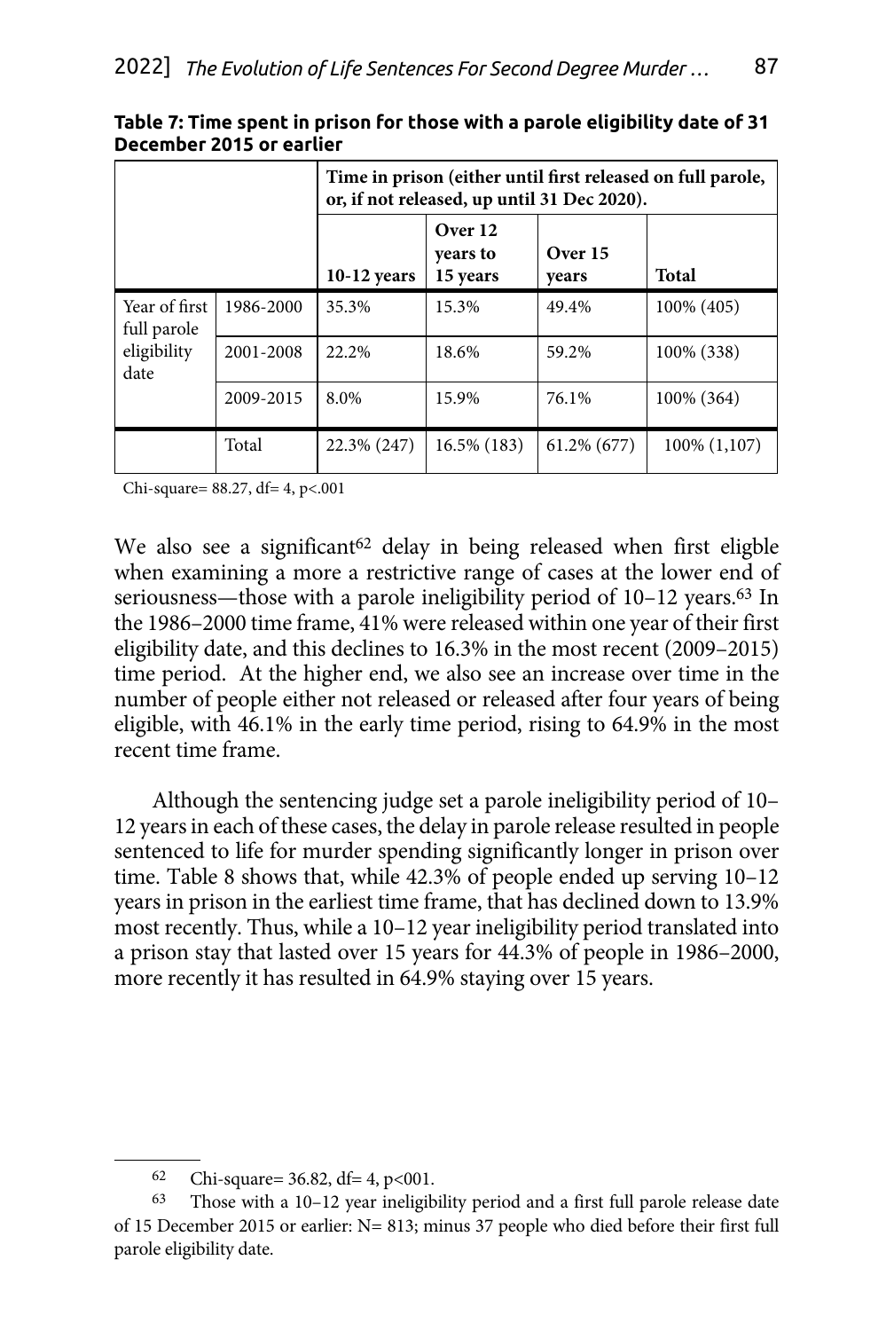**Table 7: Time spent in prison for those with a parole eligibility date of 31 December 2015 or earlier**

| | | Time in prison (either until first released on full parole, or, if not released, up until 31 Dec 2020). | | | |
|---|---|---|---|---|---|
| | | 10-12 years | Over 12 years to 15 years | Over 15 years | Total |
| Year of first full parole eligibility date | 1986-2000 | 35.3% | 15.3% | 49.4% | 100% (405) |
| | 2001-2008 | 22.2% | 18.6% | 59.2% | 100% (338) |
| | 2009-2015 | 8.0% | 15.9% | 76.1% | 100% (364) |
| | Total | 22.3% (247) | 16.5% (183) | 61.2% (677) | 100% (1,107) |

Chi-square= 88.27, df= 4, p<.001

We also see a significant[62] delay in being released when first eligble when examining a more a restrictive range of cases at the lower end of seriousness—those with a parole ineligibility period of 10–12 years.[63] In the 1986–2000 time frame, 41% were released within one year of their first eligibility date, and this declines to 16.3% in the most recent (2009–2015) time period. At the higher end, we also see an increase over time in the number of people either not released or released after four years of being eligible, with 46.1% in the early time period, rising to 64.9% in the most recent time frame.

Although the sentencing judge set a parole ineligibility period of 10–12 years in each of these cases, the delay in parole release resulted in people sentenced to life for murder spending significantly longer in prison over time. Table 8 shows that, while 42.3% of people ended up serving 10–12 years in prison in the earliest time frame, that has declined down to 13.9% most recently. Thus, while a 10–12 year ineligibility period translated into a prison stay that lasted over 15 years for 44.3% of people in 1986–2000, more recently it has resulted in 64.9% staying over 15 years.

---

62 Chi-square= 36.82, df= 4, p<001.

63 Those with a 10–12 year ineligibility period and a first full parole release date of 15 December 2015 or earlier: N= 813; minus 37 people who died before their first full parole eligibility date.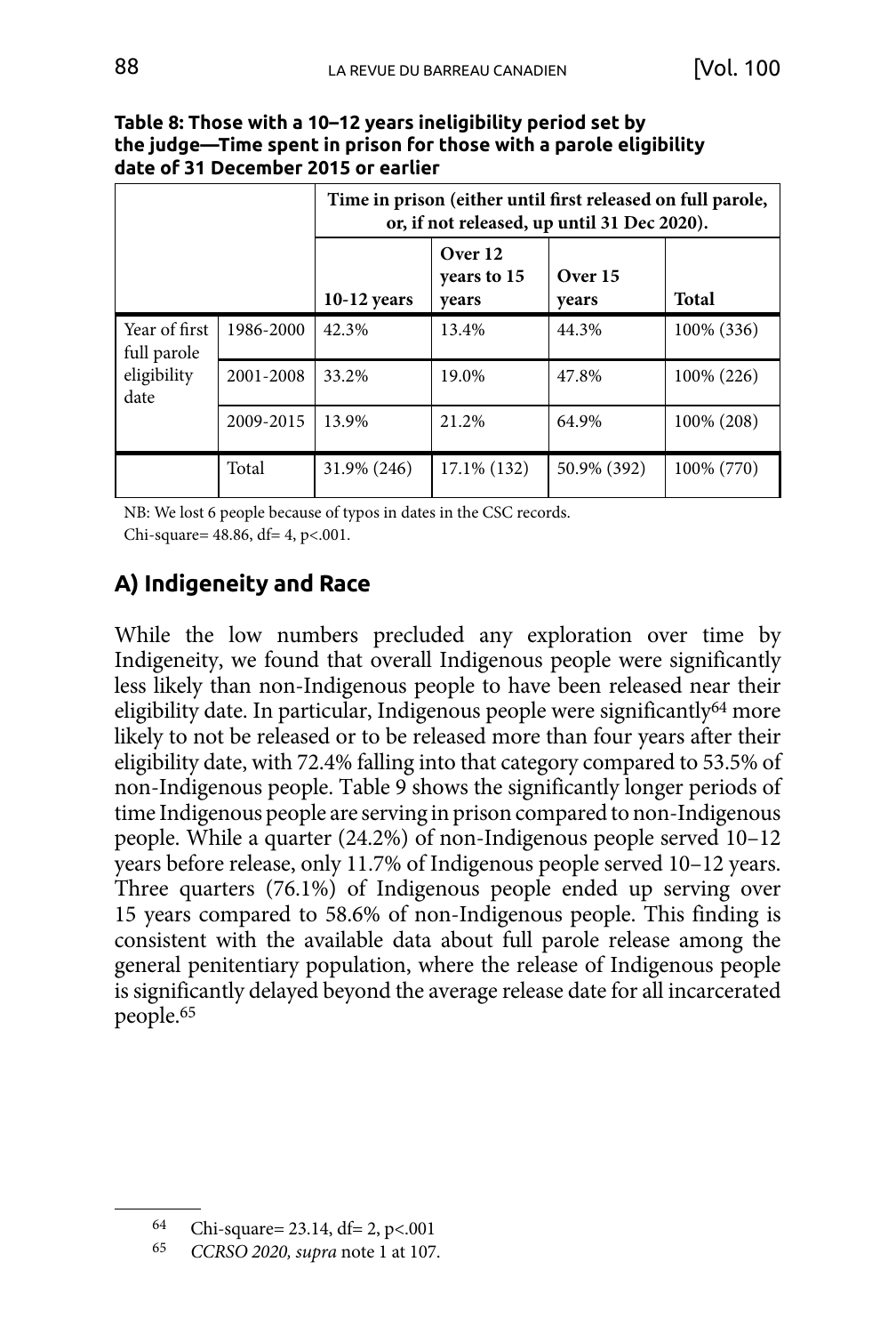**Table 8: Those with a 10–12 years ineligibility period set by the judge—Time spent in prison for those with a parole eligibility date of 31 December 2015 or earlier**

| | | Time in prison (either until first released on full parole, or, if not released, up until 31 Dec 2020). | | | |
|---|---|---|---|---|---|
| | | 10-12 years | Over 12 years to 15 years | Over 15 years | Total |
| Year of first full parole eligibility date | 1986-2000 | 42.3% | 13.4% | 44.3% | 100% (336) |
| | 2001-2008 | 33.2% | 19.0% | 47.8% | 100% (226) |
| | 2009-2015 | 13.9% | 21.2% | 64.9% | 100% (208) |
| | Total | 31.9% (246) | 17.1% (132) | 50.9% (392) | 100% (770) |

NB: We lost 6 people because of typos in dates in the CSC records.

Chi-square= 48.86, df= 4, p<.001.

## A) Indigeneity and Race

While the low numbers precluded any exploration over time by Indigeneity, we found that overall Indigenous people were significantly less likely than non-Indigenous people to have been released near their eligibility date. In particular, Indigenous people were significantly[64] more likely to not be released or to be released more than four years after their eligibility date, with 72.4% falling into that category compared to 53.5% of non-Indigenous people. Table 9 shows the significantly longer periods of time Indigenous people are serving in prison compared to non-Indigenous people. While a quarter (24.2%) of non-Indigenous people served 10–12 years before release, only 11.7% of Indigenous people served 10–12 years. Three quarters (76.1%) of Indigenous people ended up serving over 15 years compared to 58.6% of non-Indigenous people. This finding is consistent with the available data about full parole release among the general penitentiary population, where the release of Indigenous people is significantly delayed beyond the average release date for all incarcerated people.[65]

---

[64] Chi-square= 23.14, df= 2, p<.001

[65] *CCRSO 2020, supra* note 1 at 107.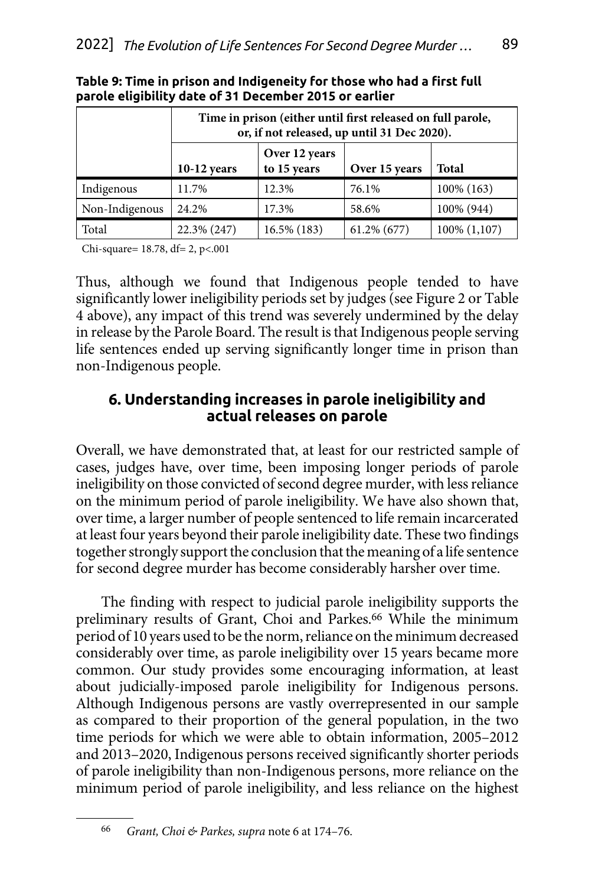**Table 9: Time in prison and Indigeneity for those who had a first full parole eligibility date of 31 December 2015 or earlier**

| | Time in prison (either until first released on full parole, or, if not released, up until 31 Dec 2020). | | | |
|---|---|---|---|---|
| | 10-12 years | Over 12 years to 15 years | Over 15 years | Total |
| Indigenous | 11.7% | 12.3% | 76.1% | 100% (163) |
| Non-Indigenous | 24.2% | 17.3% | 58.6% | 100% (944) |
| Total | 22.3% (247) | 16.5% (183) | 61.2% (677) | 100% (1,107) |

Chi-square= 18.78, df= 2, p<.001

Thus, although we found that Indigenous people tended to have significantly lower ineligibility periods set by judges (see Figure 2 or Table 4 above), any impact of this trend was severely undermined by the delay in release by the Parole Board. The result is that Indigenous people serving life sentences ended up serving significantly longer time in prison than non-Indigenous people.

## 6. Understanding increases in parole ineligibility and actual releases on parole

Overall, we have demonstrated that, at least for our restricted sample of cases, judges have, over time, been imposing longer periods of parole ineligibility on those convicted of second degree murder, with less reliance on the minimum period of parole ineligibility. We have also shown that, over time, a larger number of people sentenced to life remain incarcerated at least four years beyond their parole ineligibility date. These two findings together strongly support the conclusion that the meaning of a life sentence for second degree murder has become considerably harsher over time.

The finding with respect to judicial parole ineligibility supports the preliminary results of Grant, Choi and Parkes.[66] While the minimum period of 10 years used to be the norm, reliance on the minimum decreased considerably over time, as parole ineligibility over 15 years became more common. Our study provides some encouraging information, at least about judicially-imposed parole ineligibility for Indigenous persons. Although Indigenous persons are vastly overrepresented in our sample as compared to their proportion of the general population, in the two time periods for which we were able to obtain information, 2005–2012 and 2013–2020, Indigenous persons received significantly shorter periods of parole ineligibility than non-Indigenous persons, more reliance on the minimum period of parole ineligibility, and less reliance on the highest

[66] *Grant, Choi & Parkes, supra* note 6 at 174–76.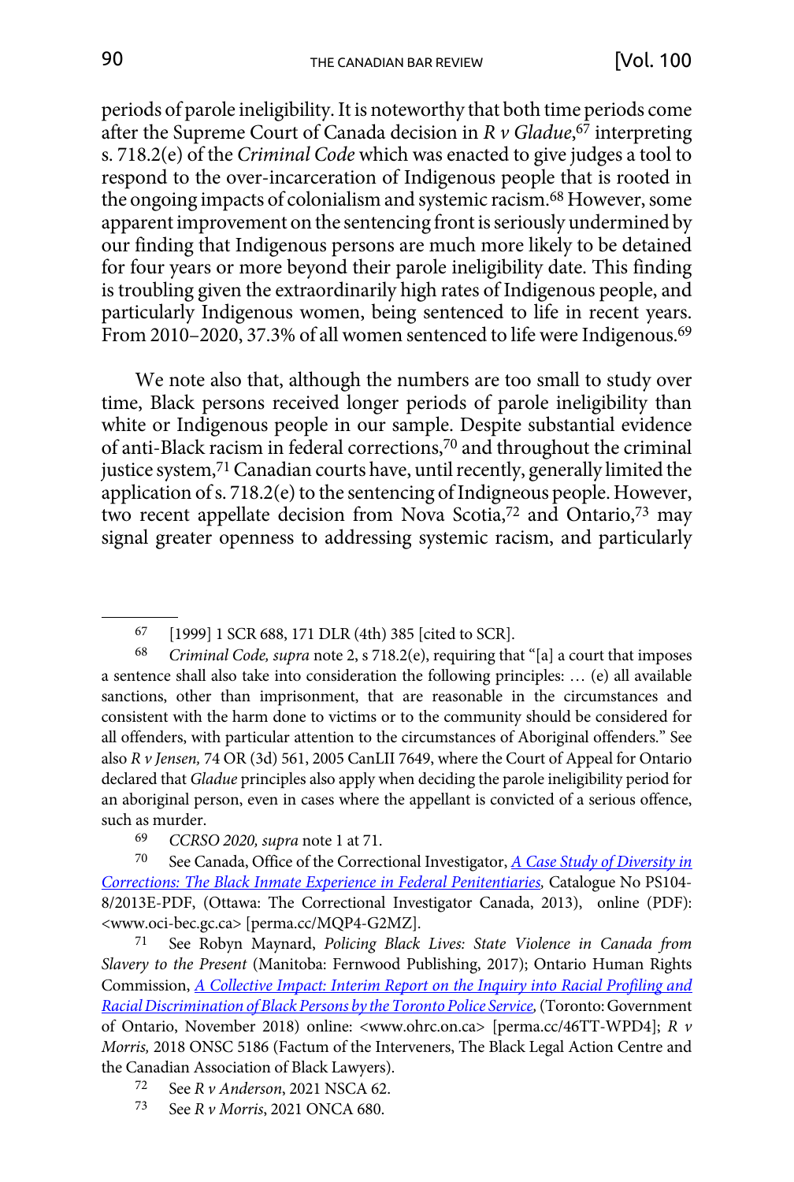periods of parole ineligibility. It is noteworthy that both time periods come after the Supreme Court of Canada decision in *R v Gladue*,[67] interpreting s. 718.2(e) of the *Criminal Code* which was enacted to give judges a tool to respond to the over-incarceration of Indigenous people that is rooted in the ongoing impacts of colonialism and systemic racism.[68] However, some apparent improvement on the sentencing front is seriously undermined by our finding that Indigenous persons are much more likely to be detained for four years or more beyond their parole ineligibility date. This finding is troubling given the extraordinarily high rates of Indigenous people, and particularly Indigenous women, being sentenced to life in recent years. From 2010–2020, 37.3% of all women sentenced to life were Indigenous.[69]

We note also that, although the numbers are too small to study over time, Black persons received longer periods of parole ineligibility than white or Indigenous people in our sample. Despite substantial evidence of anti-Black racism in federal corrections,[70] and throughout the criminal justice system,[71] Canadian courts have, until recently, generally limited the application of s. 718.2(e) to the sentencing of Indigneous people. However, two recent appellate decision from Nova Scotia,[72] and Ontario,[73] may signal greater openness to addressing systemic racism, and particularly

---

[67] [1999] 1 SCR 688, 171 DLR (4th) 385 [cited to SCR].

[68] *Criminal Code, supra* note 2, s 718.2(e), requiring that "[a] court that imposes a sentence shall also take into consideration the following principles: … (e) all available sanctions, other than imprisonment, that are reasonable in the circumstances and consistent with the harm done to victims or to the community should be considered for all offenders, with particular attention to the circumstances of Aboriginal offenders." See also *R v Jensen,* 74 OR (3d) 561, 2005 CanLII 7649, where the Court of Appeal for Ontario declared that *Gladue* principles also apply when deciding the parole ineligibility period for an aboriginal person, even in cases where the appellant is convicted of a serious offence, such as murder.

[69] *CCRSO 2020, supra* note 1 at 71.

[70] See Canada, Office of the Correctional Investigator, *A Case Study of Diversity in Corrections: The Black Inmate Experience in Federal Penitentiaries,* Catalogue No PS104-8/2013E-PDF, (Ottawa: The Correctional Investigator Canada, 2013), online (PDF): <www.oci-bec.gc.ca> [perma.cc/MQP4-G2MZ].

[71] See Robyn Maynard, *Policing Black Lives: State Violence in Canada from Slavery to the Present* (Manitoba: Fernwood Publishing, 2017); Ontario Human Rights Commission, *A Collective Impact: Interim Report on the Inquiry into Racial Profiling and Racial Discrimination of Black Persons by the Toronto Police Service,* (Toronto: Government of Ontario, November 2018) online: <www.ohrc.on.ca> [perma.cc/46TT-WPD4]; *R v Morris,* 2018 ONSC 5186 (Factum of the Interveners, The Black Legal Action Centre and the Canadian Association of Black Lawyers).

[72] See *R v Anderson*, 2021 NSCA 62.

[73] See *R v Morris*, 2021 ONCA 680.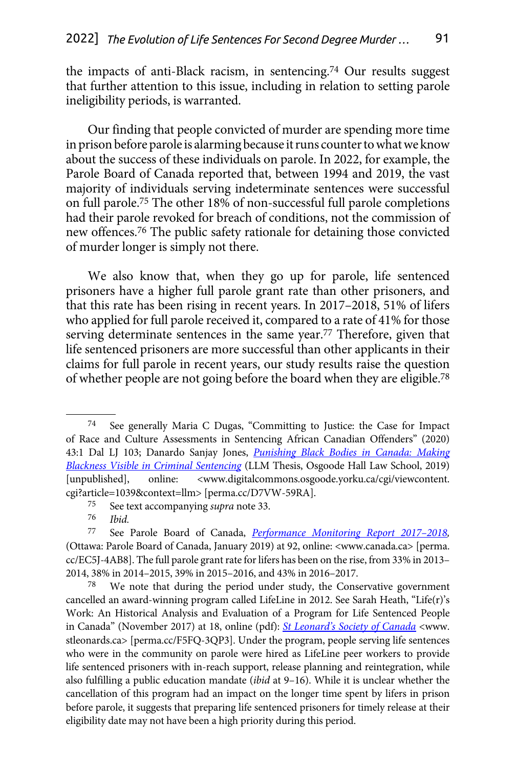the impacts of anti-Black racism, in sentencing.[74] Our results suggest that further attention to this issue, including in relation to setting parole ineligibility periods, is warranted.

Our finding that people convicted of murder are spending more time in prison before parole is alarming because it runs counter to what we know about the success of these individuals on parole. In 2022, for example, the Parole Board of Canada reported that, between 1994 and 2019, the vast majority of individuals serving indeterminate sentences were successful on full parole.[75] The other 18% of non-successful full parole completions had their parole revoked for breach of conditions, not the commission of new offences.[76] The public safety rationale for detaining those convicted of murder longer is simply not there.

We also know that, when they go up for parole, life sentenced prisoners have a higher full parole grant rate than other prisoners, and that this rate has been rising in recent years. In 2017–2018, 51% of lifers who applied for full parole received it, compared to a rate of 41% for those serving determinate sentences in the same year.[77] Therefore, given that life sentenced prisoners are more successful than other applicants in their claims for full parole in recent years, our study results raise the question of whether people are not going before the board when they are eligible.[78]

---

[74] See generally Maria C Dugas, "Committing to Justice: the Case for Impact of Race and Culture Assessments in Sentencing African Canadian Offenders" (2020) 43:1 Dal LJ 103; Danardo Sanjay Jones, *Punishing Black Bodies in Canada: Making Blackness Visible in Criminal Sentencing* (LLM Thesis, Osgoode Hall Law School, 2019) [unpublished], online: <www.digitalcommons.osgoode.yorku.ca/cgi/viewcontent.cgi?article=1039&context=llm> [perma.cc/D7VW-59RA].

[75] See text accompanying *supra* note 33.

[76] *Ibid.*

[77] See Parole Board of Canada, *Performance Monitoring Report 2017–2018*, (Ottawa: Parole Board of Canada, January 2019) at 92, online: <www.canada.ca> [perma.cc/EC5J-4AB8]. The full parole grant rate for lifers has been on the rise, from 33% in 2013–2014, 38% in 2014–2015, 39% in 2015–2016, and 43% in 2016–2017.

[78] We note that during the period under study, the Conservative government cancelled an award-winning program called LifeLine in 2012. See Sarah Heath, "Life(r)'s Work: An Historical Analysis and Evaluation of a Program for Life Sentenced People in Canada" (November 2017) at 18, online (pdf): *St Leonard's Society of Canada* <www.stleonards.ca> [perma.cc/F5FQ-3QP3]. Under the program, people serving life sentences who were in the community on parole were hired as LifeLine peer workers to provide life sentenced prisoners with in-reach support, release planning and reintegration, while also fulfilling a public education mandate (*ibid* at 9–16). While it is unclear whether the cancellation of this program had an impact on the longer time spent by lifers in prison before parole, it suggests that preparing life sentenced prisoners for timely release at their eligibility date may not have been a high priority during this period.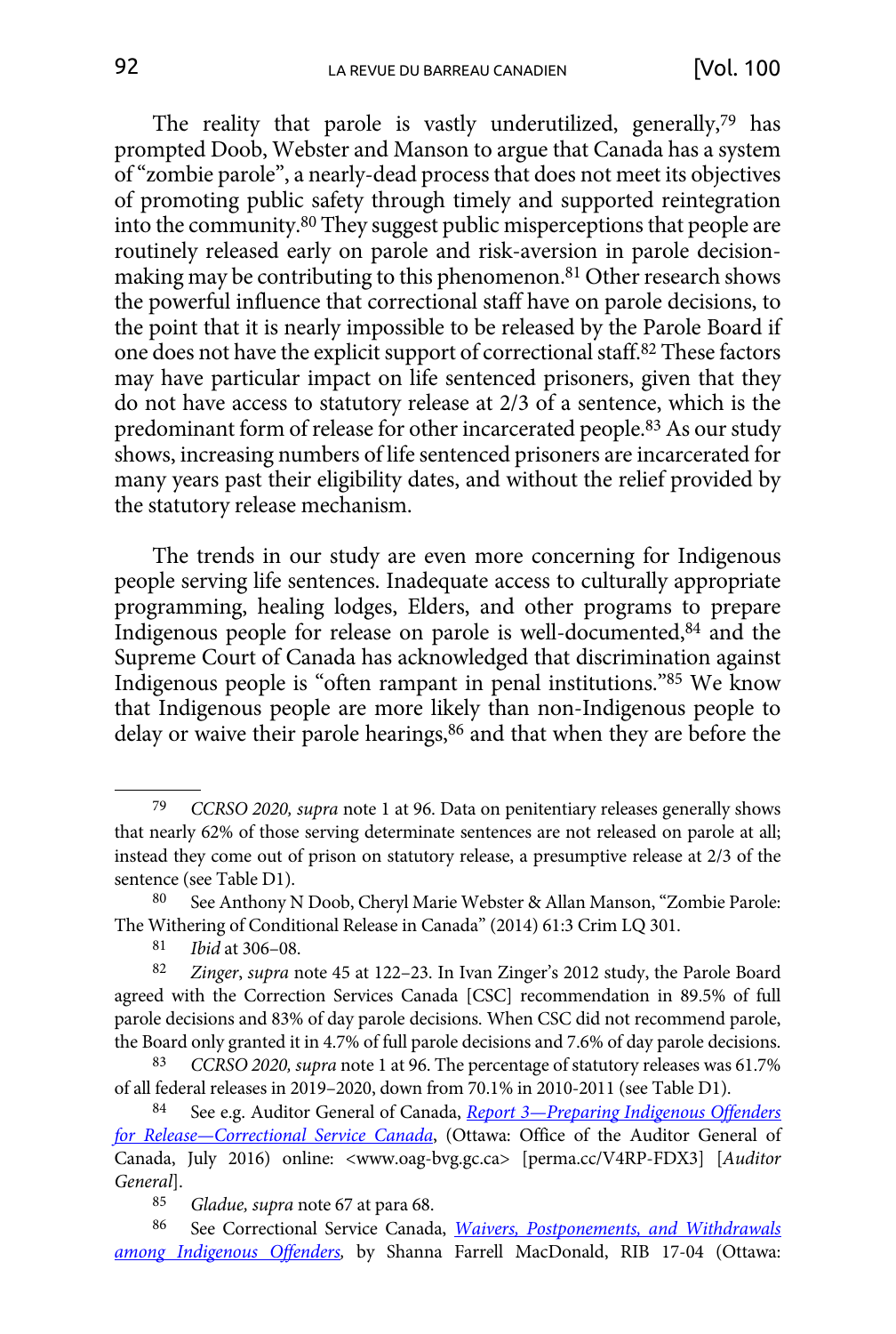The reality that parole is vastly underutilized, generally,[79] has prompted Doob, Webster and Manson to argue that Canada has a system of "zombie parole", a nearly-dead process that does not meet its objectives of promoting public safety through timely and supported reintegration into the community.[80] They suggest public misperceptions that people are routinely released early on parole and risk-aversion in parole decision-making may be contributing to this phenomenon.[81] Other research shows the powerful influence that correctional staff have on parole decisions, to the point that it is nearly impossible to be released by the Parole Board if one does not have the explicit support of correctional staff.[82] These factors may have particular impact on life sentenced prisoners, given that they do not have access to statutory release at 2/3 of a sentence, which is the predominant form of release for other incarcerated people.[83] As our study shows, increasing numbers of life sentenced prisoners are incarcerated for many years past their eligibility dates, and without the relief provided by the statutory release mechanism.

The trends in our study are even more concerning for Indigenous people serving life sentences. Inadequate access to culturally appropriate programming, healing lodges, Elders, and other programs to prepare Indigenous people for release on parole is well-documented,[84] and the Supreme Court of Canada has acknowledged that discrimination against Indigenous people is "often rampant in penal institutions."[85] We know that Indigenous people are more likely than non-Indigenous people to delay or waive their parole hearings,[86] and that when they are before the

---

[79] *CCRSO 2020, supra* note 1 at 96. Data on penitentiary releases generally shows that nearly 62% of those serving determinate sentences are not released on parole at all; instead they come out of prison on statutory release, a presumptive release at 2/3 of the sentence (see Table D1).

[80] See Anthony N Doob, Cheryl Marie Webster & Allan Manson, "Zombie Parole: The Withering of Conditional Release in Canada" (2014) 61:3 Crim LQ 301.

[81] *Ibid* at 306–08.

[82] *Zinger*, *supra* note 45 at 122–23. In Ivan Zinger's 2012 study, the Parole Board agreed with the Correction Services Canada [CSC] recommendation in 89.5% of full parole decisions and 83% of day parole decisions. When CSC did not recommend parole, the Board only granted it in 4.7% of full parole decisions and 7.6% of day parole decisions.

[83] *CCRSO 2020, supra* note 1 at 96. The percentage of statutory releases was 61.7% of all federal releases in 2019–2020, down from 70.1% in 2010-2011 (see Table D1).

[84] See e.g. Auditor General of Canada, *Report 3—Preparing Indigenous Offenders for Release—Correctional Service Canada*, (Ottawa: Office of the Auditor General of Canada, July 2016) online: <www.oag-bvg.gc.ca> [perma.cc/V4RP-FDX3] [*Auditor General*].

[85] *Gladue, supra* note 67 at para 68.

[86] See Correctional Service Canada, *Waivers, Postponements, and Withdrawals among Indigenous Offenders*, by Shanna Farrell MacDonald, RIB 17-04 (Ottawa: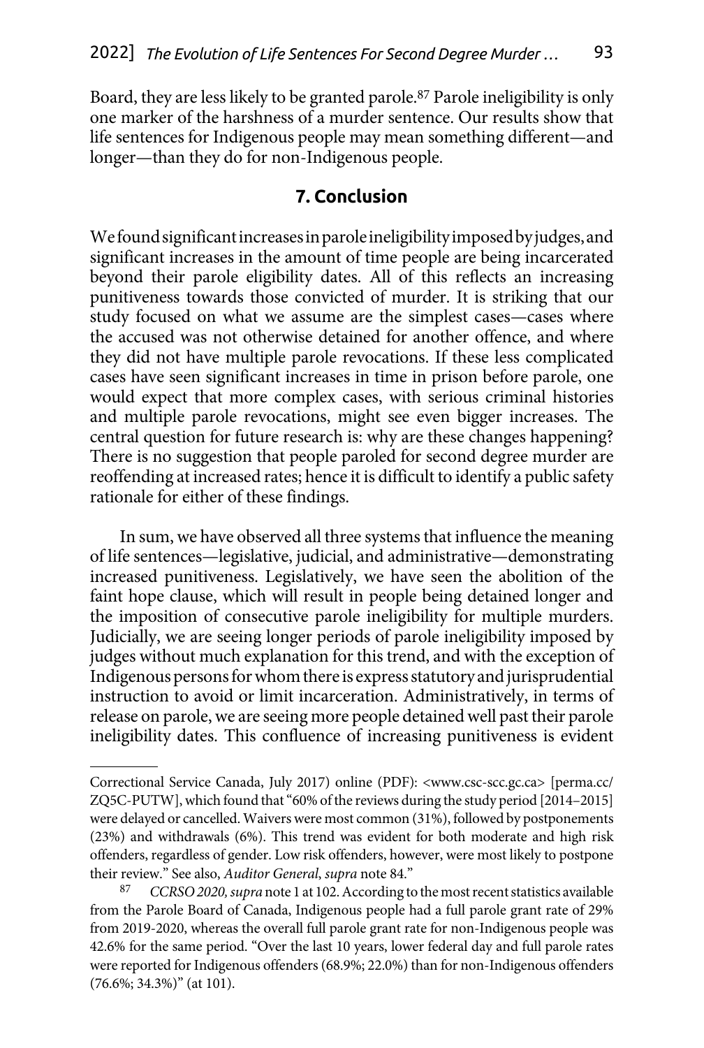Board, they are less likely to be granted parole.[87] Parole ineligibility is only one marker of the harshness of a murder sentence. Our results show that life sentences for Indigenous people may mean something different—and longer—than they do for non-Indigenous people.

## 7. Conclusion

We found significant increases in parole ineligibility imposed by judges, and significant increases in the amount of time people are being incarcerated beyond their parole eligibility dates. All of this reflects an increasing punitiveness towards those convicted of murder. It is striking that our study focused on what we assume are the simplest cases—cases where the accused was not otherwise detained for another offence, and where they did not have multiple parole revocations. If these less complicated cases have seen significant increases in time in prison before parole, one would expect that more complex cases, with serious criminal histories and multiple parole revocations, might see even bigger increases. The central question for future research is: why are these changes happening? There is no suggestion that people paroled for second degree murder are reoffending at increased rates; hence it is difficult to identify a public safety rationale for either of these findings.

In sum, we have observed all three systems that influence the meaning of life sentences—legislative, judicial, and administrative—demonstrating increased punitiveness. Legislatively, we have seen the abolition of the faint hope clause, which will result in people being detained longer and the imposition of consecutive parole ineligibility for multiple murders. Judicially, we are seeing longer periods of parole ineligibility imposed by judges without much explanation for this trend, and with the exception of Indigenous persons for whom there is express statutory and jurisprudential instruction to avoid or limit incarceration. Administratively, in terms of release on parole, we are seeing more people detained well past their parole ineligibility dates. This confluence of increasing punitiveness is evident

---

Correctional Service Canada, July 2017) online (PDF): <www.csc-scc.gc.ca> [perma.cc/ZQ5C-PUTW], which found that "60% of the reviews during the study period [2014–2015] were delayed or cancelled. Waivers were most common (31%), followed by postponements (23%) and withdrawals (6%). This trend was evident for both moderate and high risk offenders, regardless of gender. Low risk offenders, however, were most likely to postpone their review." See also, *Auditor General*, *supra* note 84."

[87] *CCRSO 2020, supra* note 1 at 102. According to the most recent statistics available from the Parole Board of Canada, Indigenous people had a full parole grant rate of 29% from 2019-2020, whereas the overall full parole grant rate for non-Indigenous people was 42.6% for the same period. "Over the last 10 years, lower federal day and full parole rates were reported for Indigenous offenders (68.9%; 22.0%) than for non-Indigenous offenders (76.6%; 34.3%)" (at 101).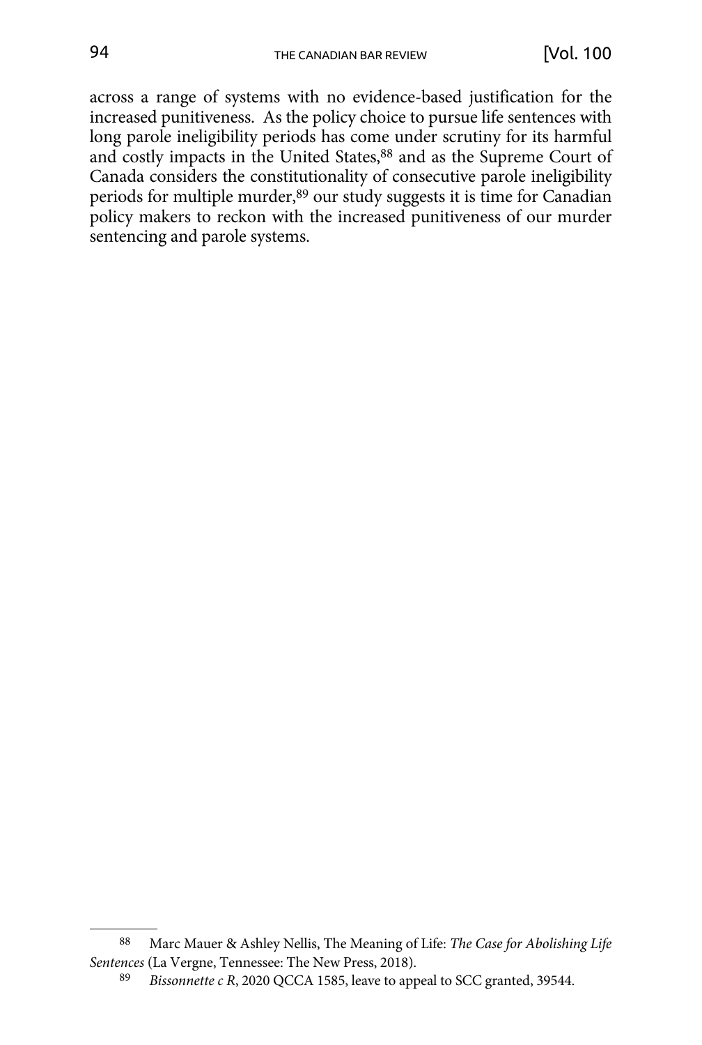across a range of systems with no evidence-based justification for the increased punitiveness. As the policy choice to pursue life sentences with long parole ineligibility periods has come under scrutiny for its harmful and costly impacts in the United States,[88] and as the Supreme Court of Canada considers the constitutionality of consecutive parole ineligibility periods for multiple murder,[89] our study suggests it is time for Canadian policy makers to reckon with the increased punitiveness of our murder sentencing and parole systems.

---

[88] Marc Mauer & Ashley Nellis, The Meaning of Life: *The Case for Abolishing Life Sentences* (La Vergne, Tennessee: The New Press, 2018).

[89] *Bissonnette c R*, 2020 QCCA 1585, leave to appeal to SCC granted, 39544.